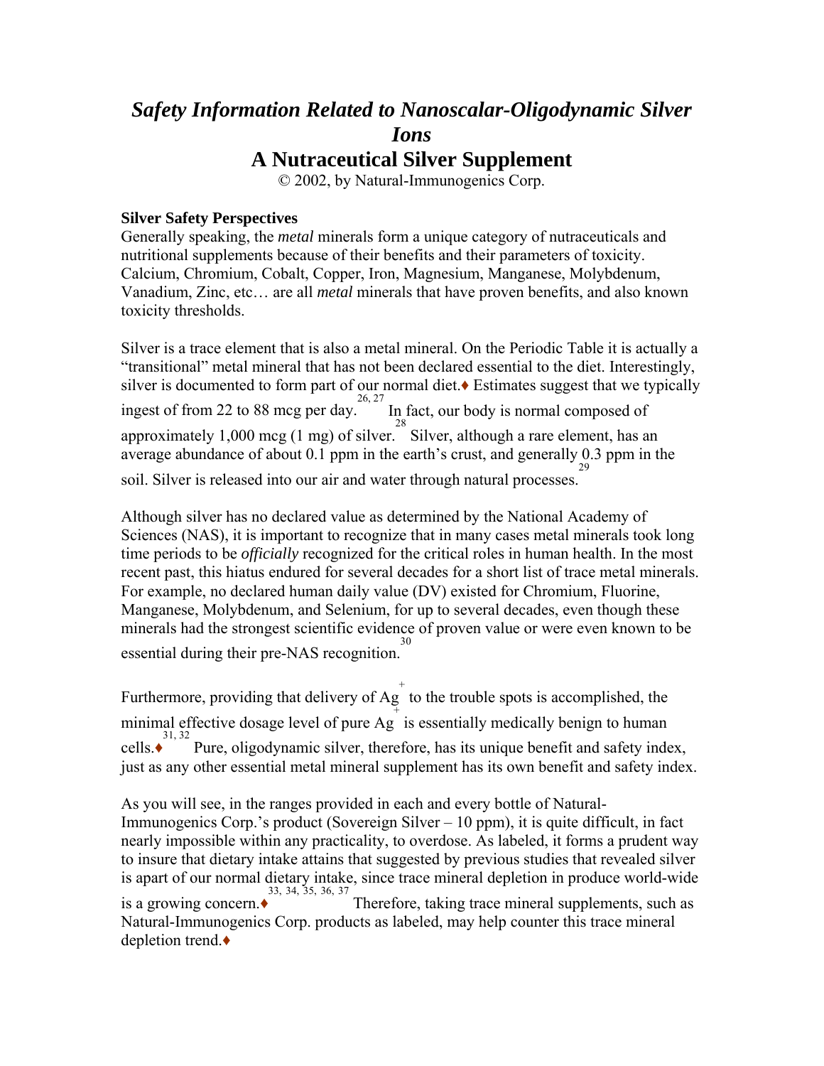# *Safety Information Related to Nanoscalar-Oligodynamic Silver Ions*

# A Nutraceutical Silver Supplement

© 2002, by Natural-Immunogenics Corp.

**Silver Safety Perspectives**

Generally speaking, the *metal* minerals form a unique category of nutraceuticals and nutritional supplements because of their benefits and their parameters of toxicity. Calcium, Chromium, Cobalt, Copper, Iron, Magnesium, Manganese, Molybdenum, Vanadium, Zinc, etc… are all *metal* minerals that have proven benefits, and also known toxicity thresholds.

Silver is a trace element that is also a metal mineral. On the Periodic Table it is actually a "transitional" metal mineral that has not been declared essential to the diet. Interestingly, silver is documented to form part of our normal diet.♦ Estimates suggest that we typically ingest of from 22 to 88 mcg per day.[26, 27] In fact, our body is normal composed of approximately 1,000 mcg (1 mg) of silver.[28] Silver, although a rare element, has an average abundance of about 0.1 ppm in the earth's crust, and generally 0.3 ppm in the soil. Silver is released into our air and water through natural processes.[29]

Although silver has no declared value as determined by the National Academy of Sciences (NAS), it is important to recognize that in many cases metal minerals took long time periods to be *officially* recognized for the critical roles in human health. In the most recent past, this hiatus endured for several decades for a short list of trace metal minerals. For example, no declared human daily value (DV) existed for Chromium, Fluorine, Manganese, Molybdenum, and Selenium, for up to several decades, even though these minerals had the strongest scientific evidence of proven value or were even known to be essential during their pre-NAS recognition.[30]

Furthermore, providing that delivery of $Ag^+$ to the trouble spots is accomplished, the minimal effective dosage level of pure $Ag^+$ is essentially medically benign to human cells.♦[31, 32] Pure, oligodynamic silver, therefore, has its unique benefit and safety index, just as any other essential metal mineral supplement has its own benefit and safety index.

As you will see, in the ranges provided in each and every bottle of Natural-Immunogenics Corp.'s product (Sovereign Silver – 10 ppm), it is quite difficult, in fact nearly impossible within any practicality, to overdose. As labeled, it forms a prudent way to insure that dietary intake attains that suggested by previous studies that revealed silver is apart of our normal dietary intake, since trace mineral depletion in produce world-wide is a growing concern.♦[33, 34, 35, 36, 37] Therefore, taking trace mineral supplements, such as Natural-Immunogenics Corp. products as labeled, may help counter this trace mineral depletion trend.♦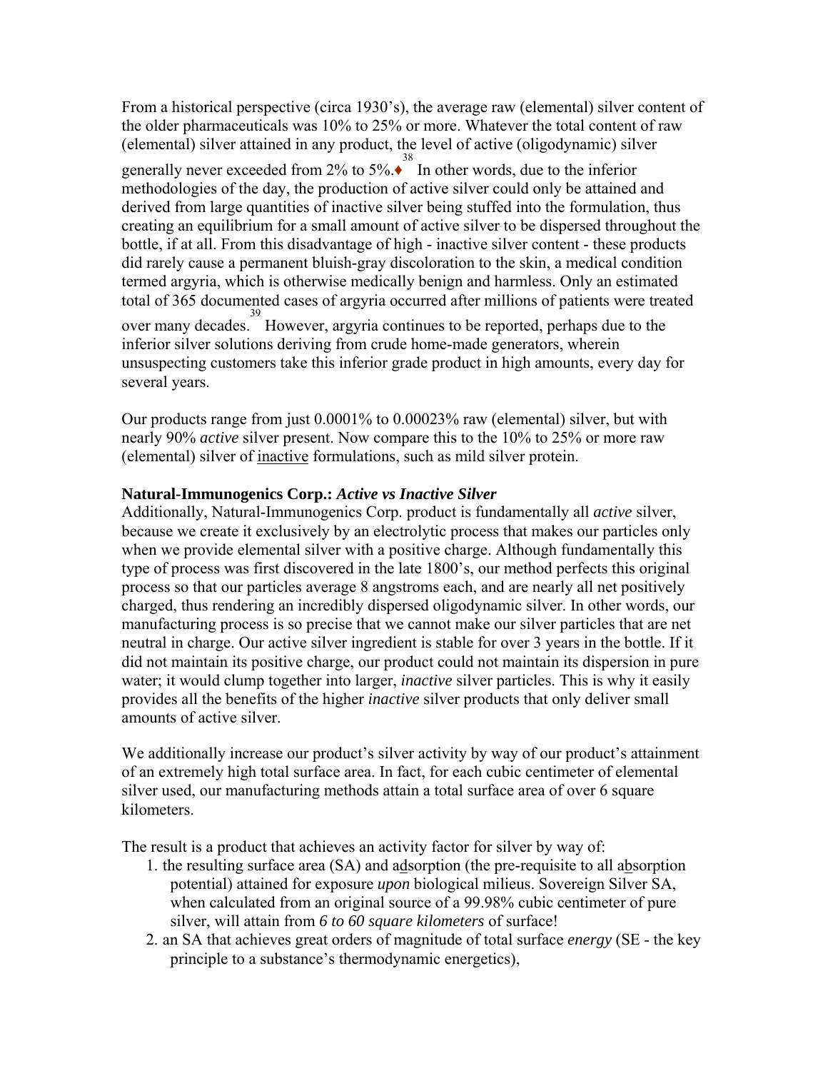From a historical perspective (circa 1930's), the average raw (elemental) silver content of the older pharmaceuticals was 10% to 25% or more. Whatever the total content of raw (elemental) silver attained in any product, the level of active (oligodynamic) silver generally never exceeded from 2% to 5%.♦[38] In other words, due to the inferior methodologies of the day, the production of active silver could only be attained and derived from large quantities of inactive silver being stuffed into the formulation, thus creating an equilibrium for a small amount of active silver to be dispersed throughout the bottle, if at all. From this disadvantage of high - inactive silver content - these products did rarely cause a permanent bluish-gray discoloration to the skin, a medical condition termed argyria, which is otherwise medically benign and harmless. Only an estimated total of 365 documented cases of argyria occurred after millions of patients were treated over many decades.[39] However, argyria continues to be reported, perhaps due to the inferior silver solutions deriving from crude home-made generators, wherein unsuspecting customers take this inferior grade product in high amounts, every day for several years.

Our products range from just 0.0001% to 0.00023% raw (elemental) silver, but with nearly 90% *active* silver present. Now compare this to the 10% to 25% or more raw (elemental) silver of <u>inactive</u> formulations, such as mild silver protein.

**Natural-Immunogenics Corp.: *Active vs Inactive Silver***

Additionally, Natural-Immunogenics Corp. product is fundamentally all *active* silver, because we create it exclusively by an electrolytic process that makes our particles only when we provide elemental silver with a positive charge. Although fundamentally this type of process was first discovered in the late 1800's, our method perfects this original process so that our particles average 8 angstroms each, and are nearly all net positively charged, thus rendering an incredibly dispersed oligodynamic silver. In other words, our manufacturing process is so precise that we cannot make our silver particles that are net neutral in charge. Our active silver ingredient is stable for over 3 years in the bottle. If it did not maintain its positive charge, our product could not maintain its dispersion in pure water; it would clump together into larger, *inactive* silver particles. This is why it easily provides all the benefits of the higher *inactive* silver products that only deliver small amounts of active silver.

We additionally increase our product's silver activity by way of our product's attainment of an extremely high total surface area. In fact, for each cubic centimeter of elemental silver used, our manufacturing methods attain a total surface area of over 6 square kilometers.

The result is a product that achieves an activity factor for silver by way of:

1. the resulting surface area (SA) and a<u>d</u>sorption (the pre-requisite to all a<u>b</u>sorption potential) attained for exposure *upon* biological milieus. Sovereign Silver SA, when calculated from an original source of a 99.98% cubic centimeter of pure silver, will attain from *6 to 60 square kilometers* of surface!
2. an SA that achieves great orders of magnitude of total surface *energy* (SE - the key principle to a substance's thermodynamic energetics),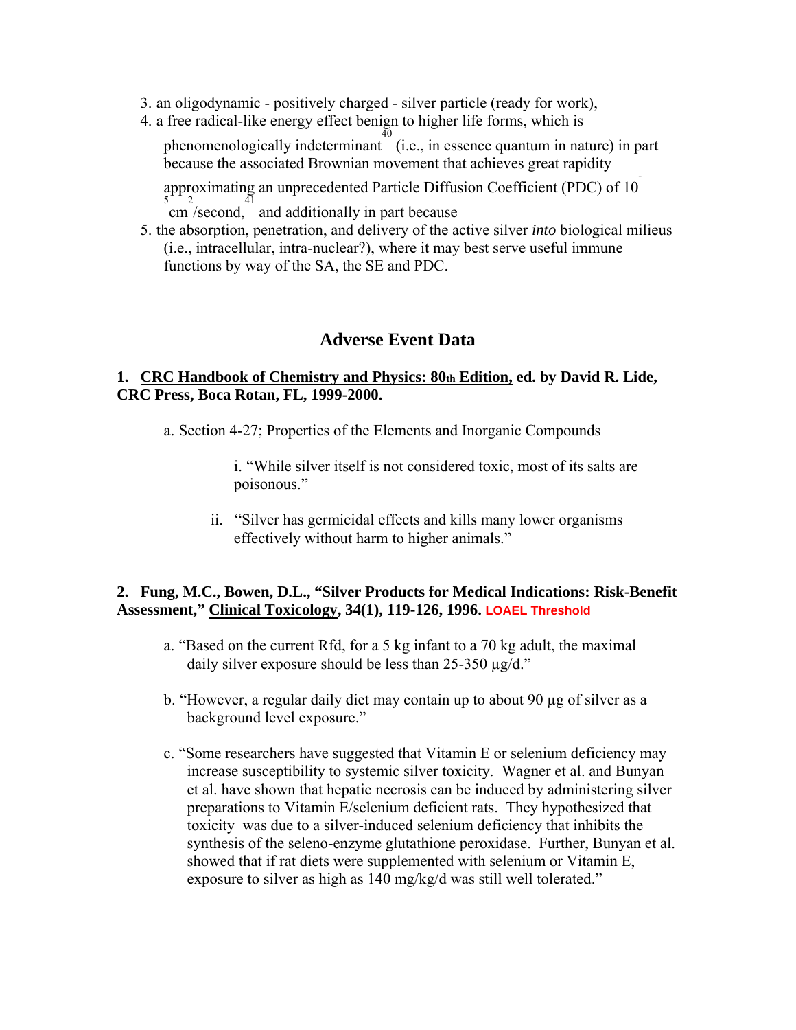3. an oligodynamic - positively charged - silver particle (ready for work),
4. a free radical-like energy effect benign to higher life forms, which is phenomenologically indeterminant [40] (i.e., in essence quantum in nature) in part because the associated Brownian movement that achieves great rapidity approximating an unprecedented Particle Diffusion Coefficient (PDC) of $10^{-5}$ $cm^2$/second, [41] and additionally in part because
5. the absorption, penetration, and delivery of the active silver *into* biological milieus (i.e., intracellular, intra-nuclear?), where it may best serve useful immune functions by way of the SA, the SE and PDC.

## Adverse Event Data

**1. <u>CRC Handbook of Chemistry and Physics: 80th Edition,</u> ed. by David R. Lide, CRC Press, Boca Rotan, FL, 1999-2000.**

a. Section 4-27; Properties of the Elements and Inorganic Compounds

i. "While silver itself is not considered toxic, most of its salts are poisonous."

ii. "Silver has germicidal effects and kills many lower organisms effectively without harm to higher animals."

**2. Fung, M.C., Bowen, D.L., "Silver Products for Medical Indications: Risk-Benefit Assessment," <u>Clinical Toxicology</u>, 34(1), 119-126, 1996.** **LOAEL Threshold**

a. "Based on the current Rfd, for a 5 kg infant to a 70 kg adult, the maximal daily silver exposure should be less than 25-350 µg/d."

b. "However, a regular daily diet may contain up to about 90 µg of silver as a background level exposure."

c. "Some researchers have suggested that Vitamin E or selenium deficiency may increase susceptibility to systemic silver toxicity. Wagner et al. and Bunyan et al. have shown that hepatic necrosis can be induced by administering silver preparations to Vitamin E/selenium deficient rats. They hypothesized that toxicity was due to a silver-induced selenium deficiency that inhibits the synthesis of the seleno-enzyme glutathione peroxidase. Further, Bunyan et al. showed that if rat diets were supplemented with selenium or Vitamin E, exposure to silver as high as 140 mg/kg/d was still well tolerated."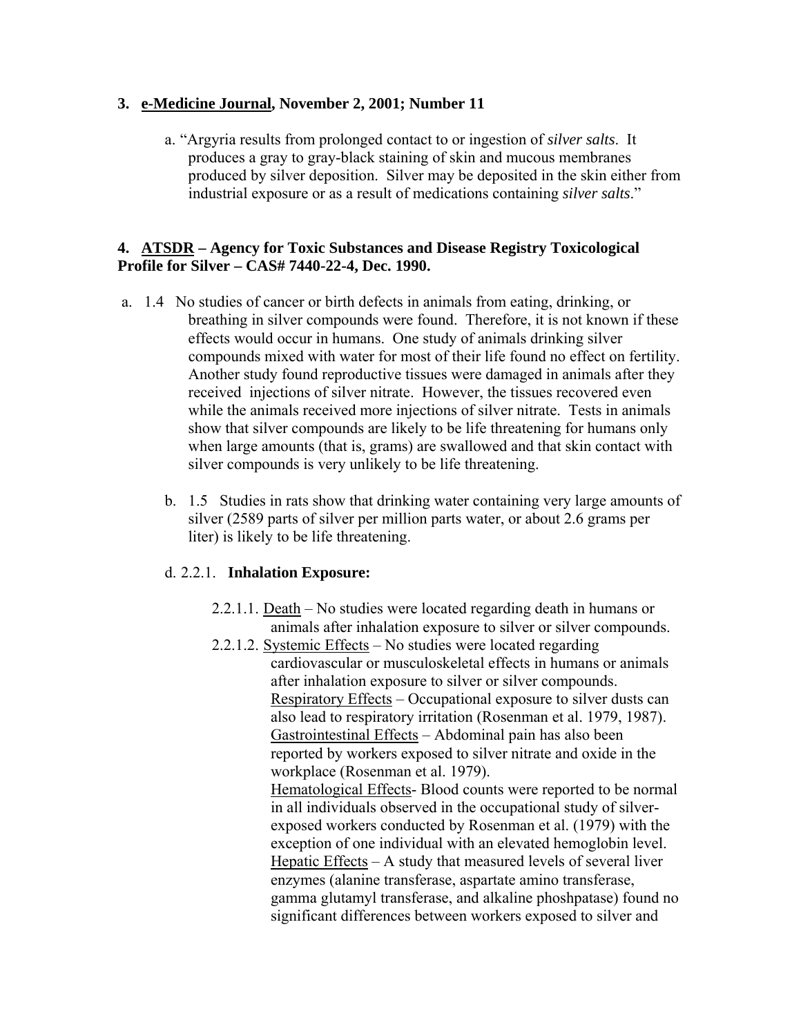**3. e-Medicine Journal, November 2, 2001; Number 11**

a. "Argyria results from prolonged contact to or ingestion of *silver salts*. It produces a gray to gray-black staining of skin and mucous membranes produced by silver deposition. Silver may be deposited in the skin either from industrial exposure or as a result of medications containing *silver salts*."

**4. ATSDR – Agency for Toxic Substances and Disease Registry Toxicological Profile for Silver – CAS# 7440-22-4, Dec. 1990.**

a. 1.4 No studies of cancer or birth defects in animals from eating, drinking, or breathing in silver compounds were found. Therefore, it is not known if these effects would occur in humans. One study of animals drinking silver compounds mixed with water for most of their life found no effect on fertility. Another study found reproductive tissues were damaged in animals after they received injections of silver nitrate. However, the tissues recovered even while the animals received more injections of silver nitrate. Tests in animals show that silver compounds are likely to be life threatening for humans only when large amounts (that is, grams) are swallowed and that skin contact with silver compounds is very unlikely to be life threatening.

b. 1.5 Studies in rats show that drinking water containing very large amounts of silver (2589 parts of silver per million parts water, or about 2.6 grams per liter) is likely to be life threatening.

d. 2.2.1. **Inhalation Exposure:**

2.2.1.1. Death – No studies were located regarding death in humans or animals after inhalation exposure to silver or silver compounds.

2.2.1.2. Systemic Effects – No studies were located regarding cardiovascular or musculoskeletal effects in humans or animals after inhalation exposure to silver or silver compounds.
Respiratory Effects – Occupational exposure to silver dusts can also lead to respiratory irritation (Rosenman et al. 1979, 1987).
Gastrointestinal Effects – Abdominal pain has also been reported by workers exposed to silver nitrate and oxide in the workplace (Rosenman et al. 1979).
Hematological Effects- Blood counts were reported to be normal in all individuals observed in the occupational study of silver-exposed workers conducted by Rosenman et al. (1979) with the exception of one individual with an elevated hemoglobin level.
Hepatic Effects – A study that measured levels of several liver enzymes (alanine transferase, aspartate amino transferase, gamma glutamyl transferase, and alkaline phoshpatase) found no significant differences between workers exposed to silver and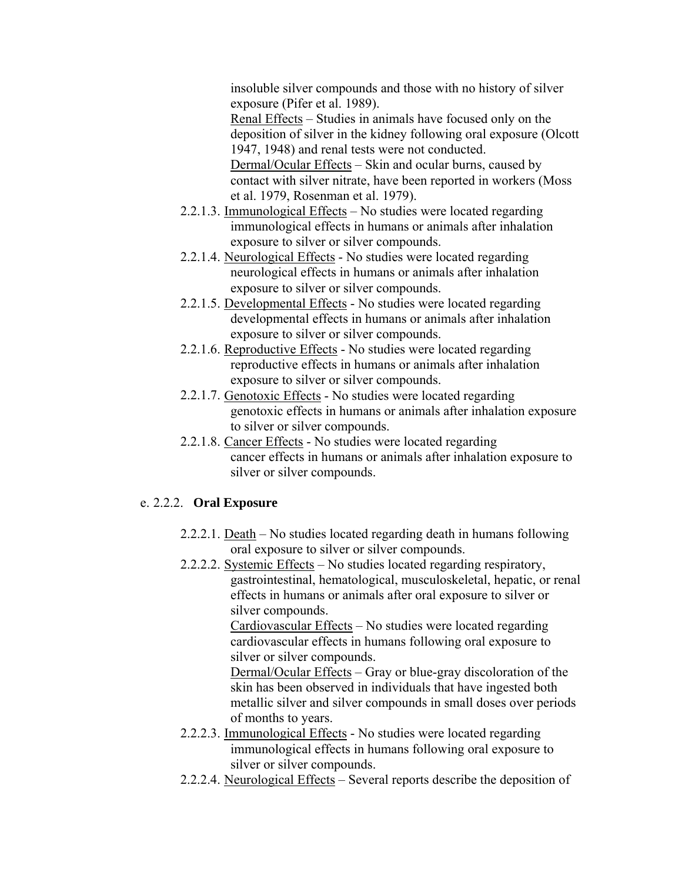insoluble silver compounds and those with no history of silver exposure (Pifer et al. 1989).

Renal Effects – Studies in animals have focused only on the deposition of silver in the kidney following oral exposure (Olcott 1947, 1948) and renal tests were not conducted.

Dermal/Ocular Effects – Skin and ocular burns, caused by contact with silver nitrate, have been reported in workers (Moss et al. 1979, Rosenman et al. 1979).

- 2.2.1.3. Immunological Effects – No studies were located regarding immunological effects in humans or animals after inhalation exposure to silver or silver compounds.
- 2.2.1.4. Neurological Effects - No studies were located regarding neurological effects in humans or animals after inhalation exposure to silver or silver compounds.
- 2.2.1.5. Developmental Effects - No studies were located regarding developmental effects in humans or animals after inhalation exposure to silver or silver compounds.
- 2.2.1.6. Reproductive Effects - No studies were located regarding reproductive effects in humans or animals after inhalation exposure to silver or silver compounds.
- 2.2.1.7. Genotoxic Effects - No studies were located regarding genotoxic effects in humans or animals after inhalation exposure to silver or silver compounds.
- 2.2.1.8. Cancer Effects - No studies were located regarding cancer effects in humans or animals after inhalation exposure to silver or silver compounds.

e. 2.2.2. **Oral Exposure**

- 2.2.2.1. Death – No studies located regarding death in humans following oral exposure to silver or silver compounds.
- 2.2.2.2. Systemic Effects – No studies located regarding respiratory, gastrointestinal, hematological, musculoskeletal, hepatic, or renal effects in humans or animals after oral exposure to silver or silver compounds.

  Cardiovascular Effects – No studies were located regarding cardiovascular effects in humans following oral exposure to silver or silver compounds.

  Dermal/Ocular Effects – Gray or blue-gray discoloration of the skin has been observed in individuals that have ingested both metallic silver and silver compounds in small doses over periods of months to years.
- 2.2.2.3. Immunological Effects - No studies were located regarding immunological effects in humans following oral exposure to silver or silver compounds.
- 2.2.2.4. Neurological Effects – Several reports describe the deposition of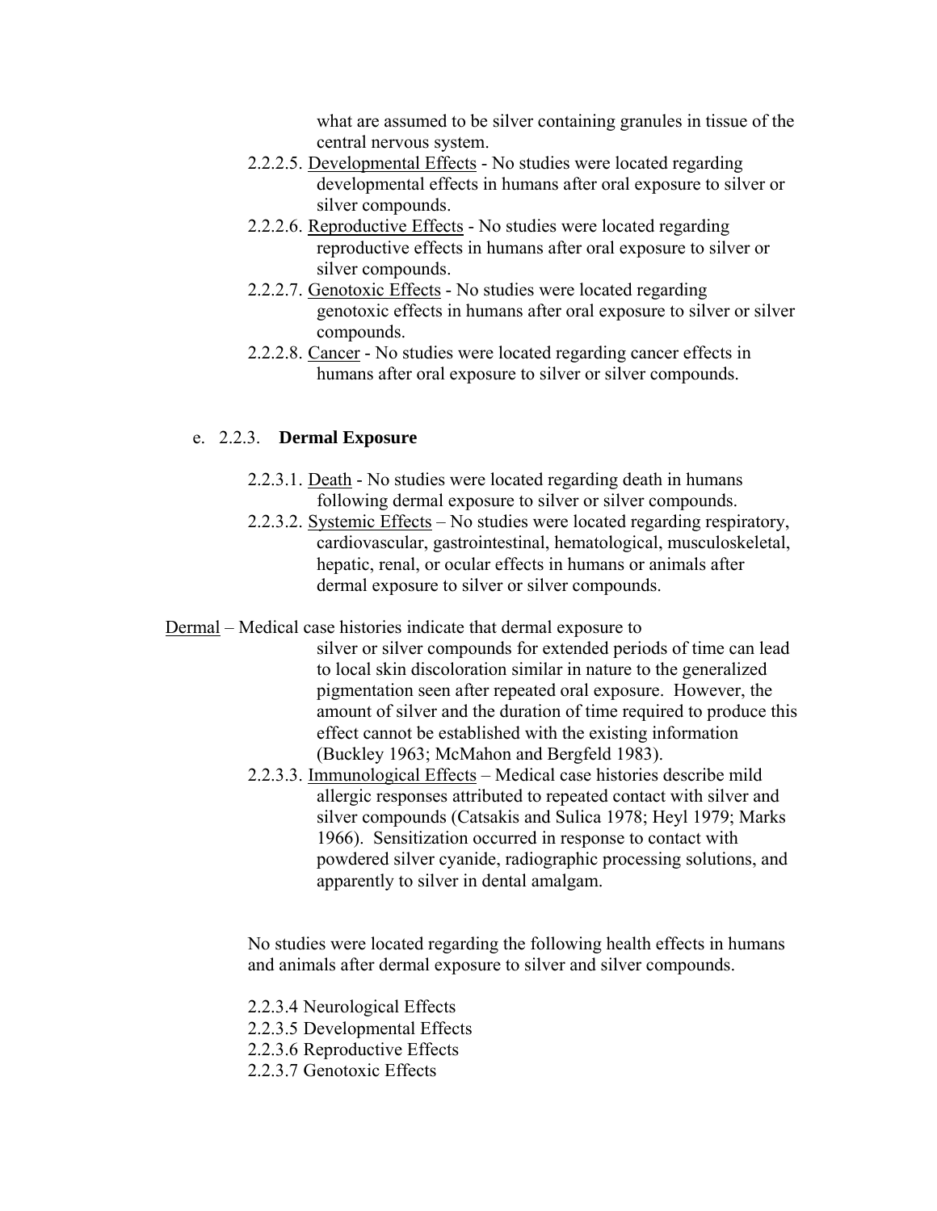what are assumed to be silver containing granules in tissue of the central nervous system.

- 2.2.2.5. Developmental Effects - No studies were located regarding developmental effects in humans after oral exposure to silver or silver compounds.
- 2.2.2.6. Reproductive Effects - No studies were located regarding reproductive effects in humans after oral exposure to silver or silver compounds.
- 2.2.2.7. Genotoxic Effects - No studies were located regarding genotoxic effects in humans after oral exposure to silver or silver compounds.
- 2.2.2.8. Cancer - No studies were located regarding cancer effects in humans after oral exposure to silver or silver compounds.

e. 2.2.3. **Dermal Exposure**

- 2.2.3.1. Death - No studies were located regarding death in humans following dermal exposure to silver or silver compounds.
- 2.2.3.2. Systemic Effects – No studies were located regarding respiratory, cardiovascular, gastrointestinal, hematological, musculoskeletal, hepatic, renal, or ocular effects in humans or animals after dermal exposure to silver or silver compounds.

Dermal – Medical case histories indicate that dermal exposure to silver or silver compounds for extended periods of time can lead to local skin discoloration similar in nature to the generalized pigmentation seen after repeated oral exposure. However, the amount of silver and the duration of time required to produce this effect cannot be established with the existing information (Buckley 1963; McMahon and Bergfeld 1983).

- 2.2.3.3. Immunological Effects – Medical case histories describe mild allergic responses attributed to repeated contact with silver and silver compounds (Catsakis and Sulica 1978; Heyl 1979; Marks 1966). Sensitization occurred in response to contact with powdered silver cyanide, radiographic processing solutions, and apparently to silver in dental amalgam.

No studies were located regarding the following health effects in humans and animals after dermal exposure to silver and silver compounds.

2.2.3.4 Neurological Effects
2.2.3.5 Developmental Effects
2.2.3.6 Reproductive Effects
2.2.3.7 Genotoxic Effects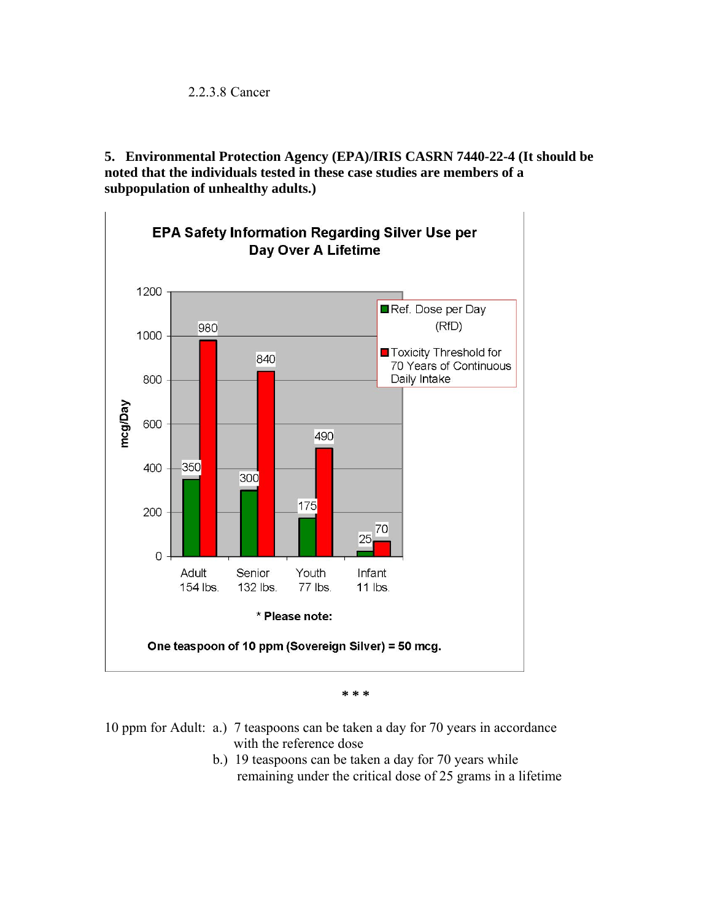2.2.3.8 Cancer

**5. Environmental Protection Agency (EPA)/IRIS CASRN 7440-22-4 (It should be noted that the individuals tested in these case studies are members of a subpopulation of unhealthy adults.)**

**EPA Safety Information Regarding Silver Use per Day Over A Lifetime**

| | Ref. Dose per Day (RfD) (mcg/Day) | Toxicity Threshold for 70 Years of Continuous Daily Intake (mcg/Day) |
|---|---|---|
| Adult 154 lbs. | 350 | 980 |
| Senior 132 lbs. | 300 | 840 |
| Youth 77 lbs. | 175 | 490 |
| Infant 11 lbs. | 25 | 70 |

**\* Please note:**

**One teaspoon of 10 ppm (Sovereign Silver) = 50 mcg.**

\* \* \*

10 ppm for Adult:
- a.) 7 teaspoons can be taken a day for 70 years in accordance with the reference dose
- b.) 19 teaspoons can be taken a day for 70 years while remaining under the critical dose of 25 grams in a lifetime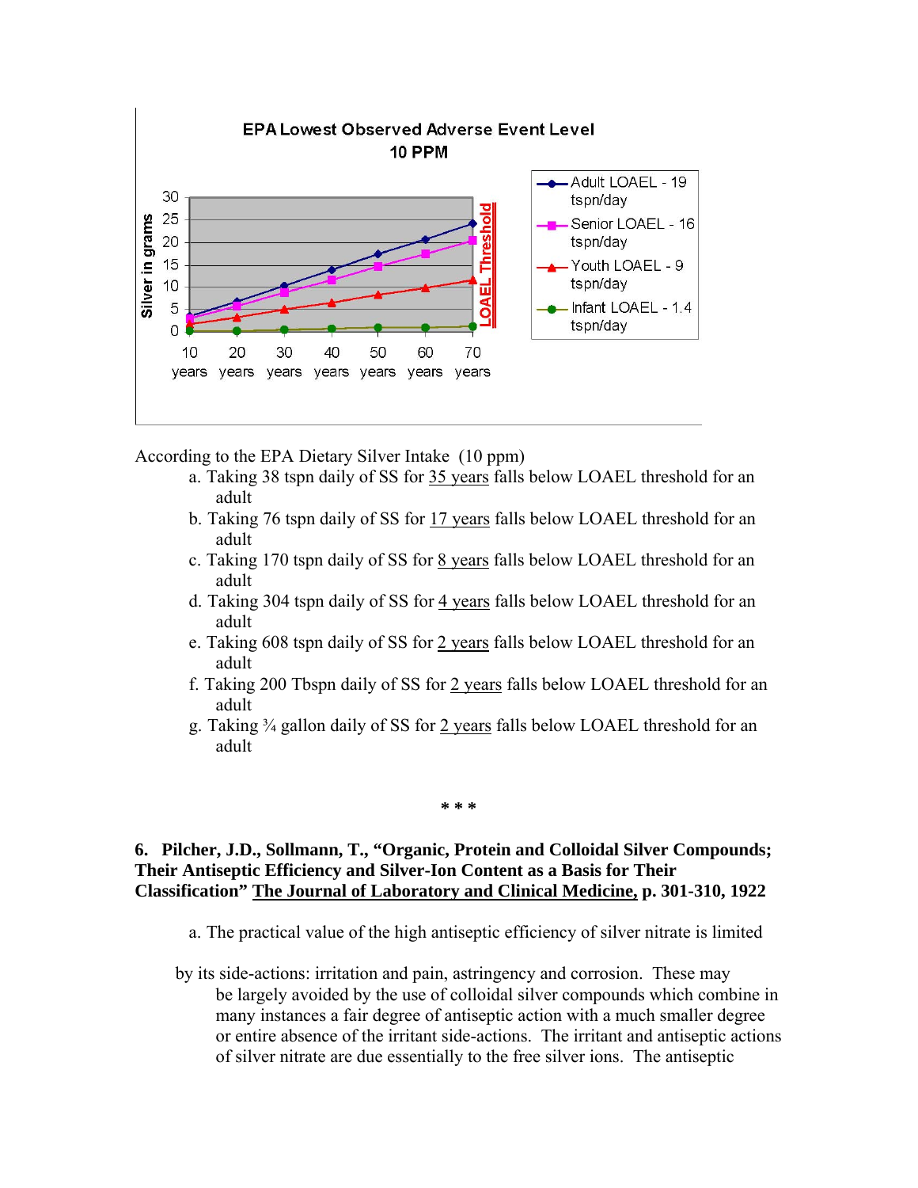EPA Lowest Observed Adverse Event Level
10 PPM

Silver in grams

| | 10 years | 20 years | 30 years | 40 years | 50 years | 60 years | 70 years |
|---|---|---|---|---|---|---|---|
| Adult LOAEL - 19 tspn/day | | | | | | | |
| Senior LOAEL - 16 tspn/day | | | | | | | |
| Youth LOAEL - 9 tspn/day | | | | | | | |
| Infant LOAEL - 1.4 tspn/day | | | | | | | |

LOAEL Threshold

According to the EPA Dietary Silver Intake (10 ppm)

a. Taking 38 tspn daily of SS for <u>35 years</u> falls below LOAEL threshold for an adult
b. Taking 76 tspn daily of SS for <u>17 years</u> falls below LOAEL threshold for an adult
c. Taking 170 tspn daily of SS for <u>8 years</u> falls below LOAEL threshold for an adult
d. Taking 304 tspn daily of SS for <u>4 years</u> falls below LOAEL threshold for an adult
e. Taking 608 tspn daily of SS for <u>2 years</u> falls below LOAEL threshold for an adult
f. Taking 200 Tbspn daily of SS for <u>2 years</u> falls below LOAEL threshold for an adult
g. Taking ¾ gallon daily of SS for <u>2 years</u> falls below LOAEL threshold for an adult

\* \* \*

**6. Pilcher, J.D., Sollmann, T., "Organic, Protein and Colloidal Silver Compounds; Their Antiseptic Efficiency and Silver-Ion Content as a Basis for Their Classification" <u>The Journal of Laboratory and Clinical Medicine</u>, p. 301-310, 1922**

a. The practical value of the high antiseptic efficiency of silver nitrate is limited by its side-actions: irritation and pain, astringency and corrosion. These may be largely avoided by the use of colloidal silver compounds which combine in many instances a fair degree of antiseptic action with a much smaller degree or entire absence of the irritant side-actions. The irritant and antiseptic actions of silver nitrate are due essentially to the free silver ions. The antiseptic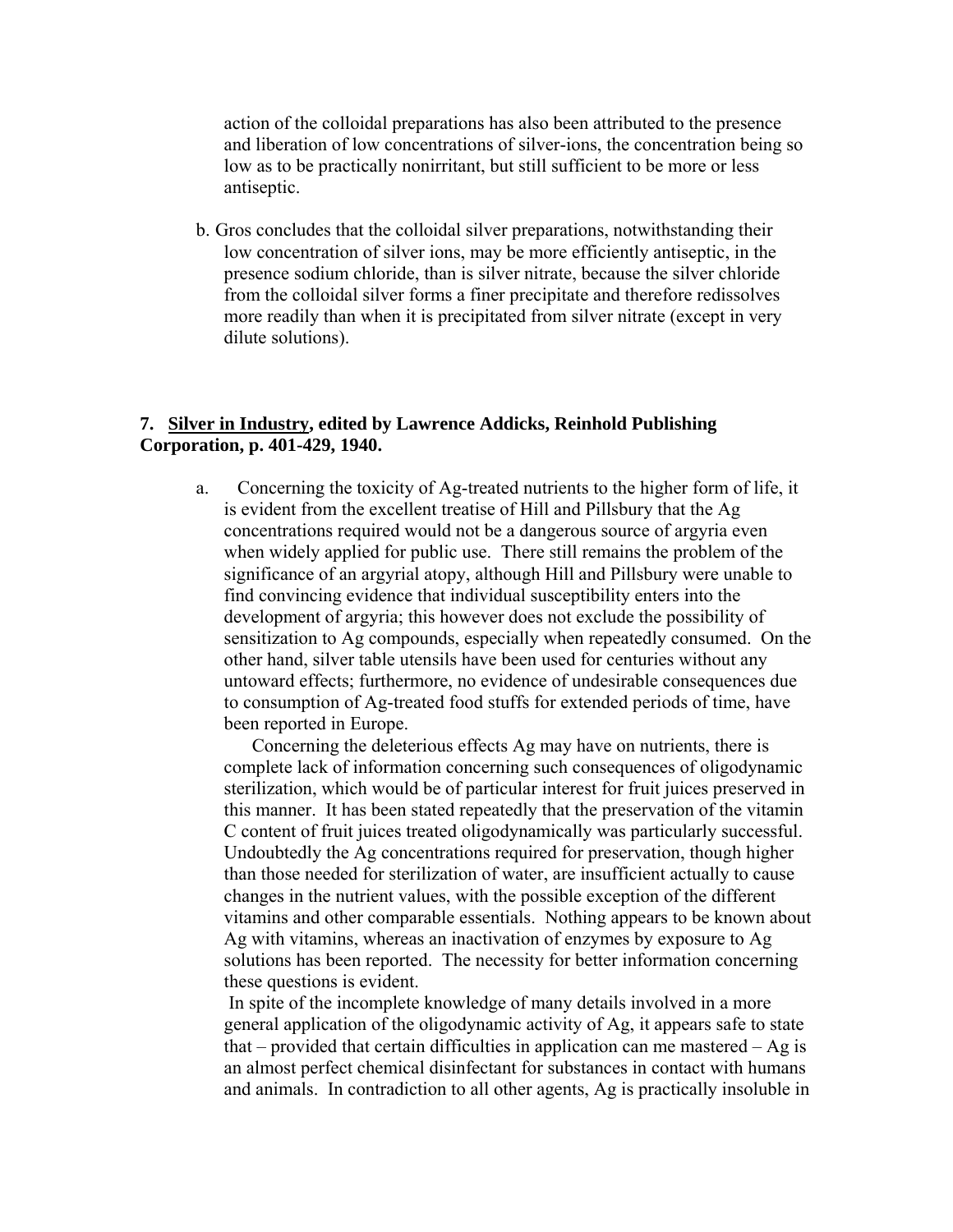action of the colloidal preparations has also been attributed to the presence and liberation of low concentrations of silver-ions, the concentration being so low as to be practically nonirritant, but still sufficient to be more or less antiseptic.

b. Gros concludes that the colloidal silver preparations, notwithstanding their low concentration of silver ions, may be more efficiently antiseptic, in the presence sodium chloride, than is silver nitrate, because the silver chloride from the colloidal silver forms a finer precipitate and therefore redissolves more readily than when it is precipitated from silver nitrate (except in very dilute solutions).

**7. <u>Silver in Industry</u>, edited by Lawrence Addicks, Reinhold Publishing Corporation, p. 401-429, 1940.**

a. Concerning the toxicity of Ag-treated nutrients to the higher form of life, it is evident from the excellent treatise of Hill and Pillsbury that the Ag concentrations required would not be a dangerous source of argyria even when widely applied for public use. There still remains the problem of the significance of an argyrial atopy, although Hill and Pillsbury were unable to find convincing evidence that individual susceptibility enters into the development of argyria; this however does not exclude the possibility of sensitization to Ag compounds, especially when repeatedly consumed. On the other hand, silver table utensils have been used for centuries without any untoward effects; furthermore, no evidence of undesirable consequences due to consumption of Ag-treated food stuffs for extended periods of time, have been reported in Europe.

Concerning the deleterious effects Ag may have on nutrients, there is complete lack of information concerning such consequences of oligodynamic sterilization, which would be of particular interest for fruit juices preserved in this manner. It has been stated repeatedly that the preservation of the vitamin C content of fruit juices treated oligodynamically was particularly successful. Undoubtedly the Ag concentrations required for preservation, though higher than those needed for sterilization of water, are insufficient actually to cause changes in the nutrient values, with the possible exception of the different vitamins and other comparable essentials. Nothing appears to be known about Ag with vitamins, whereas an inactivation of enzymes by exposure to Ag solutions has been reported. The necessity for better information concerning these questions is evident.

In spite of the incomplete knowledge of many details involved in a more general application of the oligodynamic activity of Ag, it appears safe to state that – provided that certain difficulties in application can me mastered – Ag is an almost perfect chemical disinfectant for substances in contact with humans and animals. In contradiction to all other agents, Ag is practically insoluble in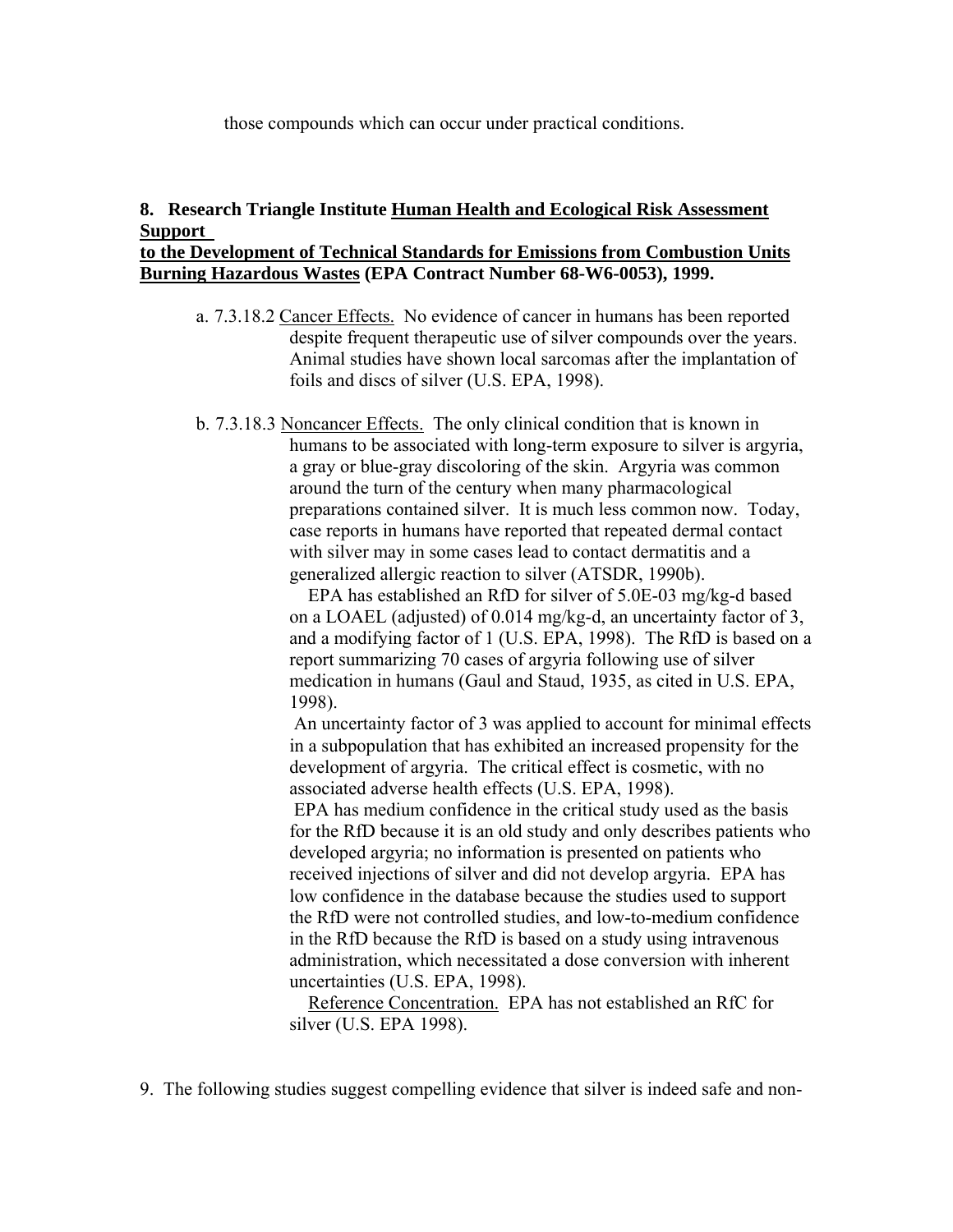those compounds which can occur under practical conditions.

**8. Research Triangle Institute <u>Human Health and Ecological Risk Assessment Support to the Development of Technical Standards for Emissions from Combustion Units Burning Hazardous Wastes</u> (EPA Contract Number 68-W6-0053), 1999.**

a. 7.3.18.2 <u>Cancer Effects.</u> No evidence of cancer in humans has been reported despite frequent therapeutic use of silver compounds over the years. Animal studies have shown local sarcomas after the implantation of foils and discs of silver (U.S. EPA, 1998).

b. 7.3.18.3 <u>Noncancer Effects.</u> The only clinical condition that is known in humans to be associated with long-term exposure to silver is argyria, a gray or blue-gray discoloring of the skin. Argyria was common around the turn of the century when many pharmacological preparations contained silver. It is much less common now. Today, case reports in humans have reported that repeated dermal contact with silver may in some cases lead to contact dermatitis and a generalized allergic reaction to silver (ATSDR, 1990b).

EPA has established an RfD for silver of 5.0E-03 mg/kg-d based on a LOAEL (adjusted) of 0.014 mg/kg-d, an uncertainty factor of 3, and a modifying factor of 1 (U.S. EPA, 1998). The RfD is based on a report summarizing 70 cases of argyria following use of silver medication in humans (Gaul and Staud, 1935, as cited in U.S. EPA, 1998).

An uncertainty factor of 3 was applied to account for minimal effects in a subpopulation that has exhibited an increased propensity for the development of argyria. The critical effect is cosmetic, with no associated adverse health effects (U.S. EPA, 1998).

EPA has medium confidence in the critical study used as the basis for the RfD because it is an old study and only describes patients who developed argyria; no information is presented on patients who received injections of silver and did not develop argyria. EPA has low confidence in the database because the studies used to support the RfD were not controlled studies, and low-to-medium confidence in the RfD because the RfD is based on a study using intravenous administration, which necessitated a dose conversion with inherent uncertainties (U.S. EPA, 1998).

<u>Reference Concentration.</u> EPA has not established an RfC for silver (U.S. EPA 1998).

9. The following studies suggest compelling evidence that silver is indeed safe and non-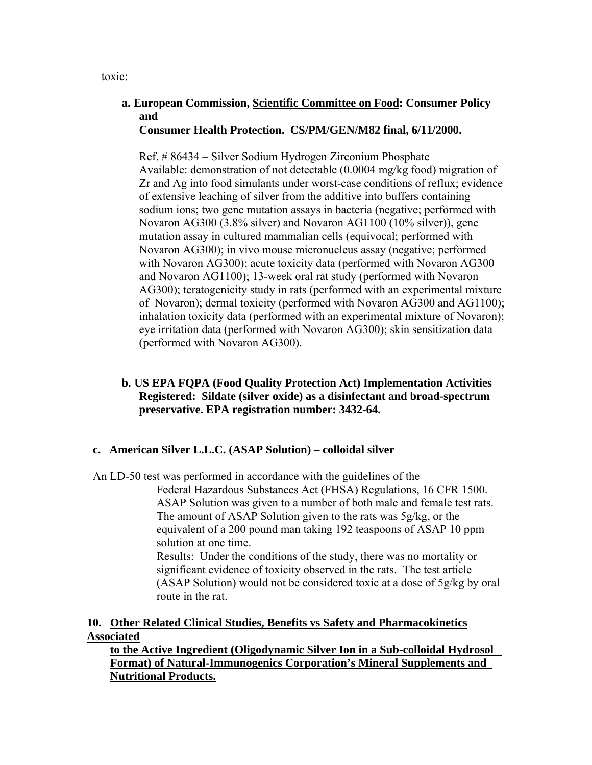toxic:

**a. European Commission, Scientific Committee on Food: Consumer Policy and Consumer Health Protection. CS/PM/GEN/M82 final, 6/11/2000.**

Ref. # 86434 – Silver Sodium Hydrogen Zirconium Phosphate
Available: demonstration of not detectable (0.0004 mg/kg food) migration of Zr and Ag into food simulants under worst-case conditions of reflux; evidence of extensive leaching of silver from the additive into buffers containing sodium ions; two gene mutation assays in bacteria (negative; performed with Novaron AG300 (3.8% silver) and Novaron AG1100 (10% silver)), gene mutation assay in cultured mammalian cells (equivocal; performed with Novaron AG300); in vivo mouse micronucleus assay (negative; performed with Novaron AG300); acute toxicity data (performed with Novaron AG300 and Novaron AG1100); 13-week oral rat study (performed with Novaron AG300); teratogenicity study in rats (performed with an experimental mixture of Novaron); dermal toxicity (performed with Novaron AG300 and AG1100); inhalation toxicity data (performed with an experimental mixture of Novaron); eye irritation data (performed with Novaron AG300); skin sensitization data (performed with Novaron AG300).

**b. US EPA FQPA (Food Quality Protection Act) Implementation Activities Registered: Sildate (silver oxide) as a disinfectant and broad-spectrum preservative. EPA registration number: 3432-64.**

**c. American Silver L.L.C. (ASAP Solution) – colloidal silver**

An LD-50 test was performed in accordance with the guidelines of the Federal Hazardous Substances Act (FHSA) Regulations, 16 CFR 1500. ASAP Solution was given to a number of both male and female test rats. The amount of ASAP Solution given to the rats was 5g/kg, or the equivalent of a 200 pound man taking 192 teaspoons of ASAP 10 ppm solution at one time.
Results: Under the conditions of the study, there was no mortality or significant evidence of toxicity observed in the rats. The test article (ASAP Solution) would not be considered toxic at a dose of 5g/kg by oral route in the rat.

## 10. Other Related Clinical Studies, Benefits vs Safety and Pharmacokinetics Associated to the Active Ingredient (Oligodynamic Silver Ion in a Sub-colloidal Hydrosol Format) of Natural-Immunogenics Corporation's Mineral Supplements and Nutritional Products.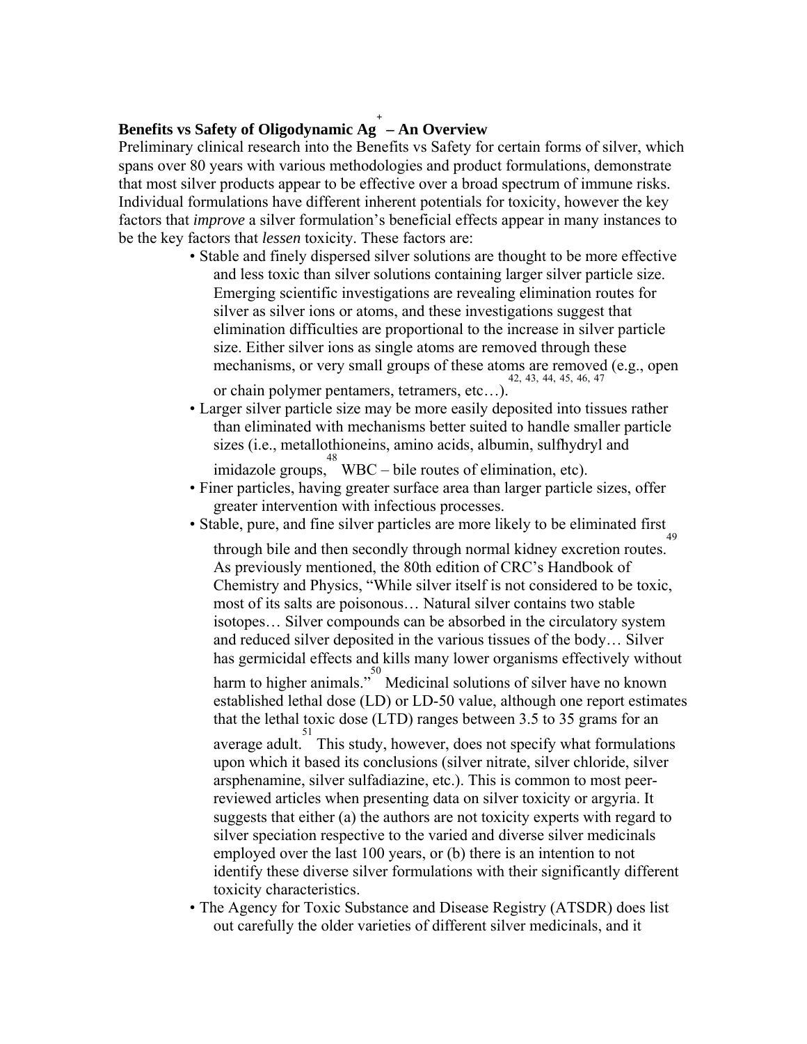**Benefits vs Safety of Oligodynamic $Ag^+$ – An Overview**

Preliminary clinical research into the Benefits vs Safety for certain forms of silver, which spans over 80 years with various methodologies and product formulations, demonstrate that most silver products appear to be effective over a broad spectrum of immune risks. Individual formulations have different inherent potentials for toxicity, however the key factors that *improve* a silver formulation's beneficial effects appear in many instances to be the key factors that *lessen* toxicity. These factors are:

- Stable and finely dispersed silver solutions are thought to be more effective and less toxic than silver solutions containing larger silver particle size. Emerging scientific investigations are revealing elimination routes for silver as silver ions or atoms, and these investigations suggest that elimination difficulties are proportional to the increase in silver particle size. Either silver ions as single atoms are removed through these mechanisms, or very small groups of these atoms are removed (e.g., open or chain polymer pentamers, tetramers, etc…).[42, 43, 44, 45, 46, 47]
- Larger silver particle size may be more easily deposited into tissues rather than eliminated with mechanisms better suited to handle smaller particle sizes (i.e., metallothioneins, amino acids, albumin, sulfhydryl and imidazole groups,[48] WBC – bile routes of elimination, etc).
- Finer particles, having greater surface area than larger particle sizes, offer greater intervention with infectious processes.
- Stable, pure, and fine silver particles are more likely to be eliminated first through bile and then secondly through normal kidney excretion routes.[49] As previously mentioned, the 80th edition of CRC's Handbook of Chemistry and Physics, "While silver itself is not considered to be toxic, most of its salts are poisonous… Natural silver contains two stable isotopes… Silver compounds can be absorbed in the circulatory system and reduced silver deposited in the various tissues of the body… Silver has germicidal effects and kills many lower organisms effectively without harm to higher animals."[50] Medicinal solutions of silver have no known established lethal dose (LD) or LD-50 value, although one report estimates that the lethal toxic dose (LTD) ranges between 3.5 to 35 grams for an average adult.[51] This study, however, does not specify what formulations upon which it based its conclusions (silver nitrate, silver chloride, silver arsphenamine, silver sulfadiazine, etc.). This is common to most peer-reviewed articles when presenting data on silver toxicity or argyria. It suggests that either (a) the authors are not toxicity experts with regard to silver speciation respective to the varied and diverse silver medicinals employed over the last 100 years, or (b) there is an intention to not identify these diverse silver formulations with their significantly different toxicity characteristics.
- The Agency for Toxic Substance and Disease Registry (ATSDR) does list out carefully the older varieties of different silver medicinals, and it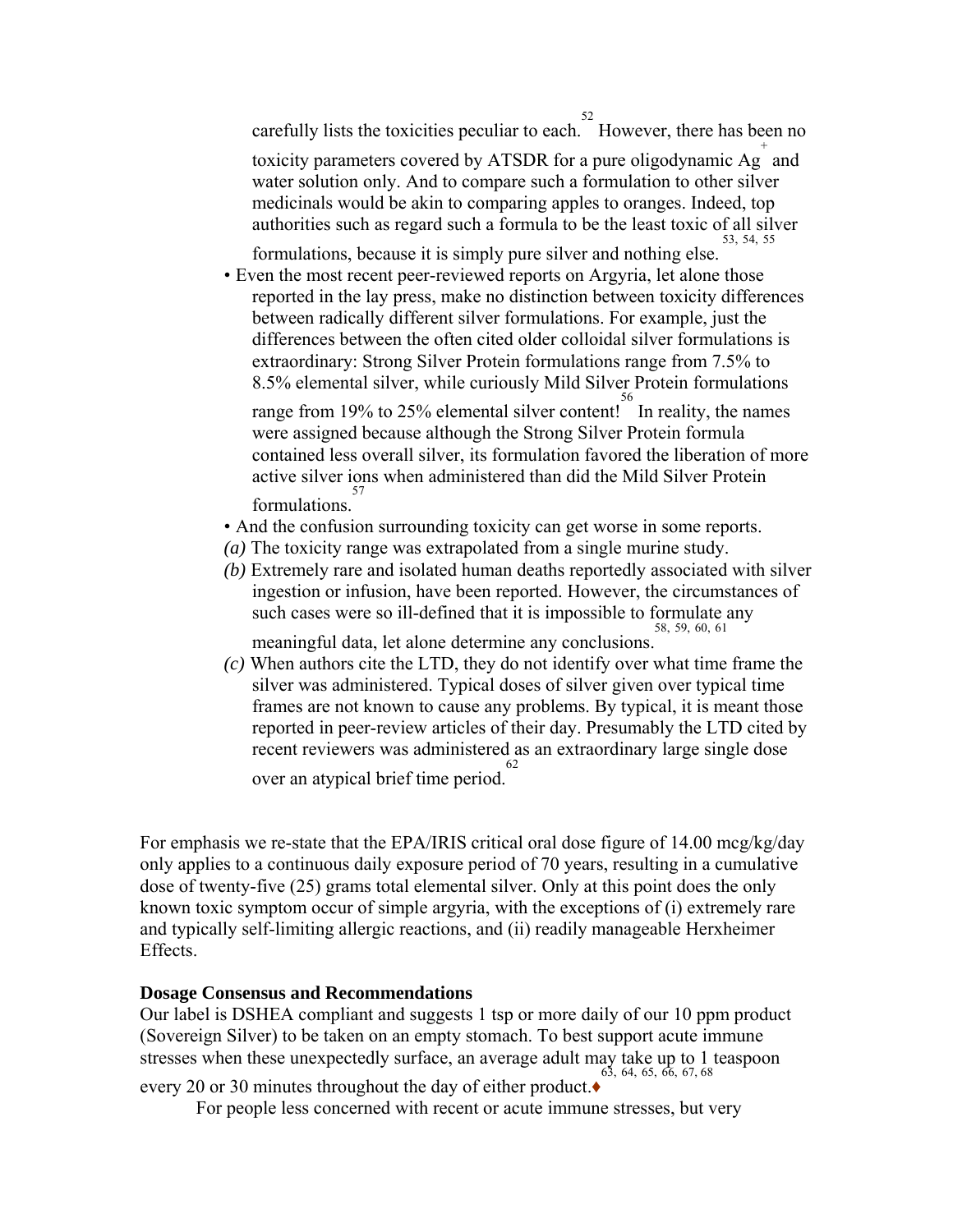carefully lists the toxicities peculiar to each.[52] However, there has been no toxicity parameters covered by ATSDR for a pure oligodynamic $Ag^{+}$ and water solution only. And to compare such a formulation to other silver medicinals would be akin to comparing apples to oranges. Indeed, top authorities such as regard such a formula to be the least toxic of all silver formulations, because it is simply pure silver and nothing else.[53, 54, 55]

- Even the most recent peer-reviewed reports on Argyria, let alone those reported in the lay press, make no distinction between toxicity differences between radically different silver formulations. For example, just the differences between the often cited older colloidal silver formulations is extraordinary: Strong Silver Protein formulations range from 7.5% to 8.5% elemental silver, while curiously Mild Silver Protein formulations range from 19% to 25% elemental silver content![56] In reality, the names were assigned because although the Strong Silver Protein formula contained less overall silver, its formulation favored the liberation of more active silver ions when administered than did the Mild Silver Protein formulations.[57]
- And the confusion surrounding toxicity can get worse in some reports.

*(a)* The toxicity range was extrapolated from a single murine study.

*(b)* Extremely rare and isolated human deaths reportedly associated with silver ingestion or infusion, have been reported. However, the circumstances of such cases were so ill-defined that it is impossible to formulate any meaningful data, let alone determine any conclusions.[58, 59, 60, 61]

*(c)* When authors cite the LTD, they do not identify over what time frame the silver was administered. Typical doses of silver given over typical time frames are not known to cause any problems. By typical, it is meant those reported in peer-review articles of their day. Presumably the LTD cited by recent reviewers was administered as an extraordinary large single dose over an atypical brief time period.[62]

For emphasis we re-state that the EPA/IRIS critical oral dose figure of 14.00 mcg/kg/day only applies to a continuous daily exposure period of 70 years, resulting in a cumulative dose of twenty-five (25) grams total elemental silver. Only at this point does the only known toxic symptom occur of simple argyria, with the exceptions of (i) extremely rare and typically self-limiting allergic reactions, and (ii) readily manageable Herxheimer Effects.

**Dosage Consensus and Recommendations**

Our label is DSHEA compliant and suggests 1 tsp or more daily of our 10 ppm product (Sovereign Silver) to be taken on an empty stomach. To best support acute immune stresses when these unexpectedly surface, an average adult may take up to 1 teaspoon every 20 or 30 minutes throughout the day of either product.[63, 64, 65, 66, 67, 68] ♦

For people less concerned with recent or acute immune stresses, but very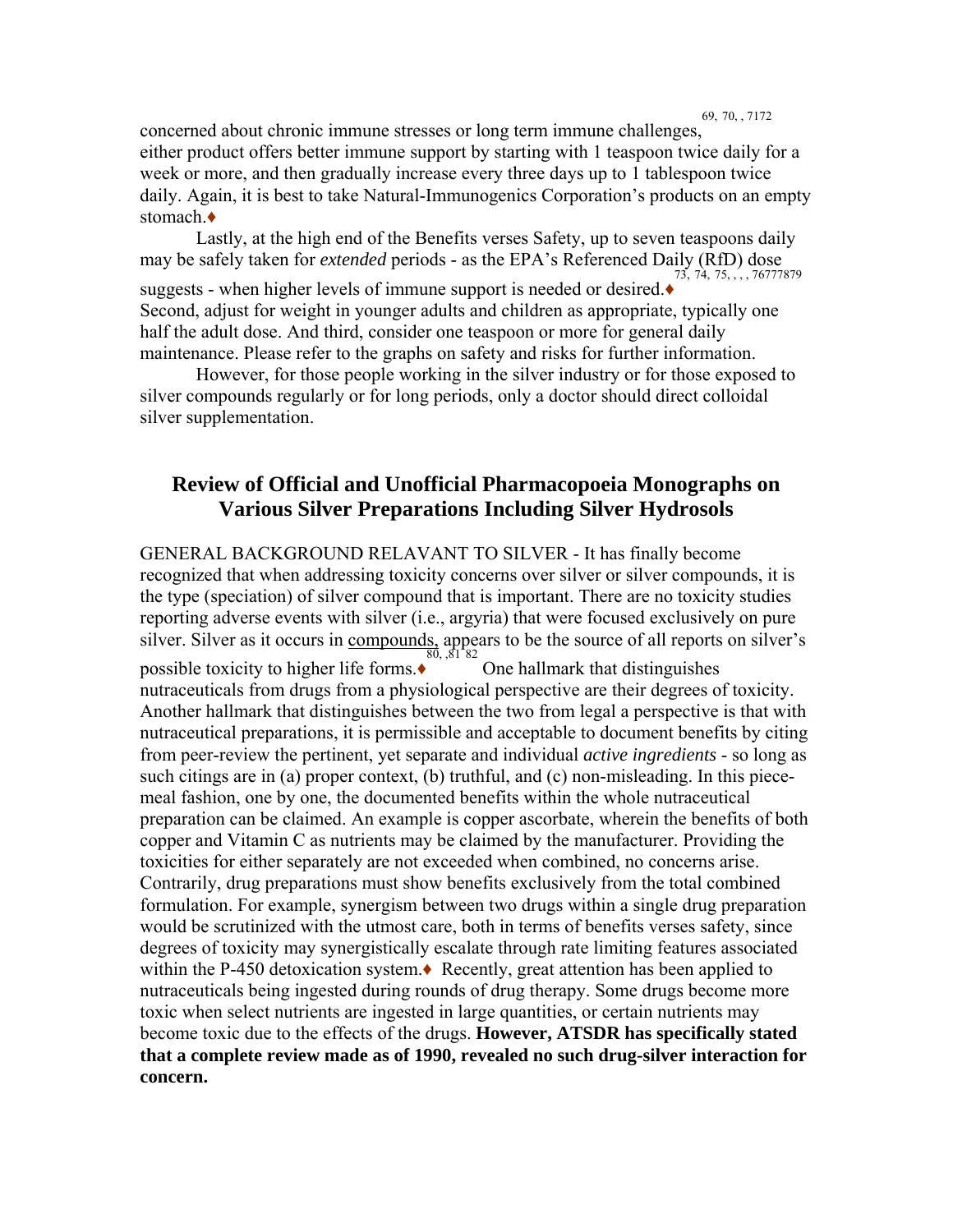concerned about chronic immune stresses or long term immune challenges,[69, 70, , 7172] either product offers better immune support by starting with 1 teaspoon twice daily for a week or more, and then gradually increase every three days up to 1 tablespoon twice daily. Again, it is best to take Natural-Immunogenics Corporation's products on an empty stomach.♦

Lastly, at the high end of the Benefits verses Safety, up to seven teaspoons daily may be safely taken for *extended* periods - as the EPA's Referenced Daily (RfD) dose suggests - when higher levels of immune support is needed or desired.♦[73, 74, 75, , , , 76777879] Second, adjust for weight in younger adults and children as appropriate, typically one half the adult dose. And third, consider one teaspoon or more for general daily maintenance. Please refer to the graphs on safety and risks for further information.

However, for those people working in the silver industry or for those exposed to silver compounds regularly or for long periods, only a doctor should direct colloidal silver supplementation.

## Review of Official and Unofficial Pharmacopoeia Monographs on Various Silver Preparations Including Silver Hydrosols

GENERAL BACKGROUND RELAVANT TO SILVER - It has finally become recognized that when addressing toxicity concerns over silver or silver compounds, it is the type (speciation) of silver compound that is important. There are no toxicity studies reporting adverse events with silver (i.e., argyria) that were focused exclusively on pure silver. Silver as it occurs in compounds, appears to be the source of all reports on silver's possible toxicity to higher life forms.♦[80, ,81 82] One hallmark that distinguishes nutraceuticals from drugs from a physiological perspective are their degrees of toxicity. Another hallmark that distinguishes between the two from legal a perspective is that with nutraceutical preparations, it is permissible and acceptable to document benefits by citing from peer-review the pertinent, yet separate and individual *active ingredients* - so long as such citings are in (a) proper context, (b) truthful, and (c) non-misleading. In this piece-meal fashion, one by one, the documented benefits within the whole nutraceutical preparation can be claimed. An example is copper ascorbate, wherein the benefits of both copper and Vitamin C as nutrients may be claimed by the manufacturer. Providing the toxicities for either separately are not exceeded when combined, no concerns arise. Contrarily, drug preparations must show benefits exclusively from the total combined formulation. For example, synergism between two drugs within a single drug preparation would be scrutinized with the utmost care, both in terms of benefits verses safety, since degrees of toxicity may synergistically escalate through rate limiting features associated within the P-450 detoxication system.♦ Recently, great attention has been applied to nutraceuticals being ingested during rounds of drug therapy. Some drugs become more toxic when select nutrients are ingested in large quantities, or certain nutrients may become toxic due to the effects of the drugs. **However, ATSDR has specifically stated that a complete review made as of 1990, revealed no such drug-silver interaction for concern.**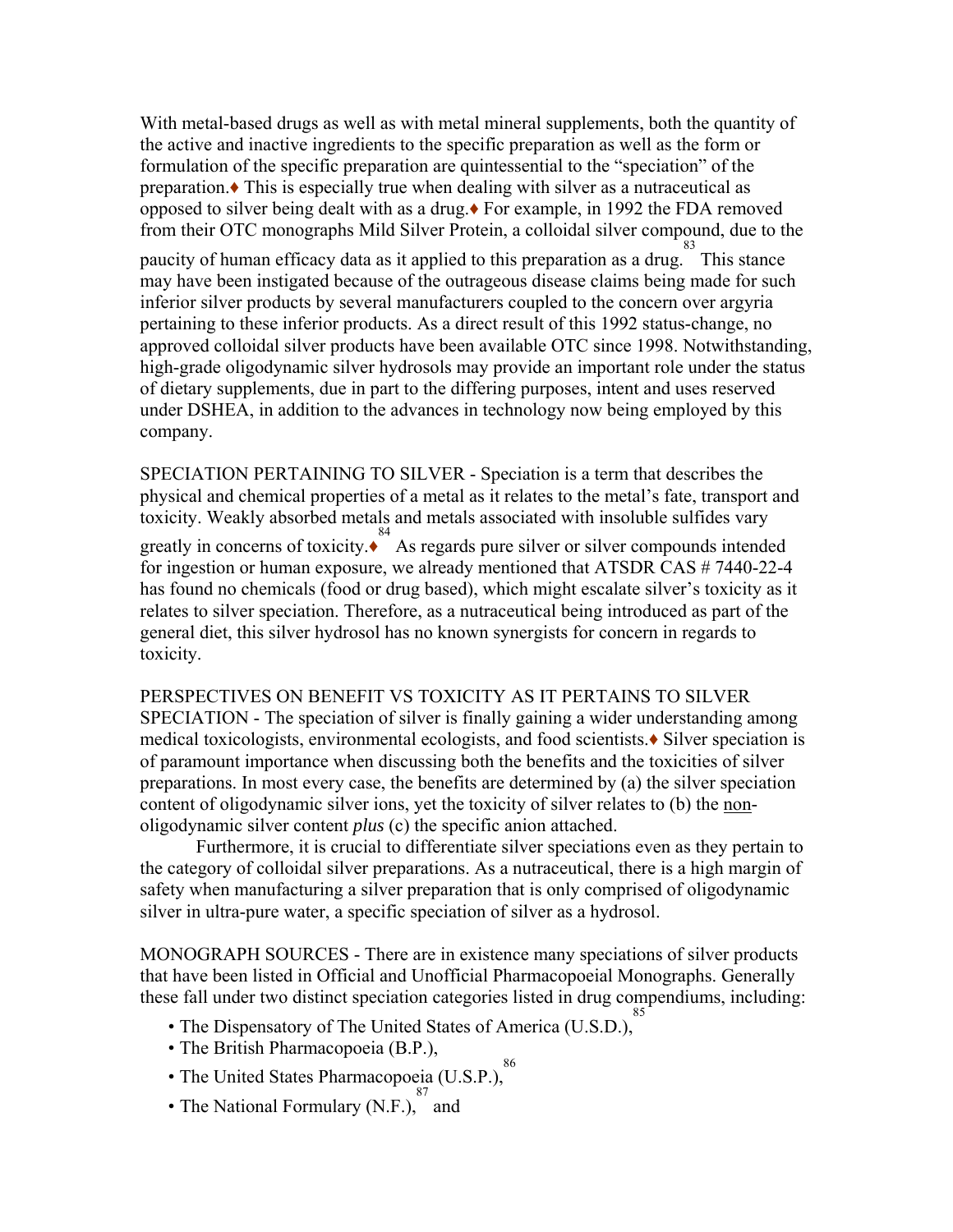With metal-based drugs as well as with metal mineral supplements, both the quantity of the active and inactive ingredients to the specific preparation as well as the form or formulation of the specific preparation are quintessential to the "speciation" of the preparation.♦ This is especially true when dealing with silver as a nutraceutical as opposed to silver being dealt with as a drug.♦ For example, in 1992 the FDA removed from their OTC monographs Mild Silver Protein, a colloidal silver compound, due to the paucity of human efficacy data as it applied to this preparation as a drug.[83] This stance may have been instigated because of the outrageous disease claims being made for such inferior silver products by several manufacturers coupled to the concern over argyria pertaining to these inferior products. As a direct result of this 1992 status-change, no approved colloidal silver products have been available OTC since 1998. Notwithstanding, high-grade oligodynamic silver hydrosols may provide an important role under the status of dietary supplements, due in part to the differing purposes, intent and uses reserved under DSHEA, in addition to the advances in technology now being employed by this company.

SPECIATION PERTAINING TO SILVER - Speciation is a term that describes the physical and chemical properties of a metal as it relates to the metal's fate, transport and toxicity. Weakly absorbed metals and metals associated with insoluble sulfides vary greatly in concerns of toxicity.♦[84] As regards pure silver or silver compounds intended for ingestion or human exposure, we already mentioned that ATSDR CAS # 7440-22-4 has found no chemicals (food or drug based), which might escalate silver's toxicity as it relates to silver speciation. Therefore, as a nutraceutical being introduced as part of the general diet, this silver hydrosol has no known synergists for concern in regards to toxicity.

PERSPECTIVES ON BENEFIT VS TOXICITY AS IT PERTAINS TO SILVER SPECIATION - The speciation of silver is finally gaining a wider understanding among medical toxicologists, environmental ecologists, and food scientists.♦ Silver speciation is of paramount importance when discussing both the benefits and the toxicities of silver preparations. In most every case, the benefits are determined by (a) the silver speciation content of oligodynamic silver ions, yet the toxicity of silver relates to (b) the <u>non</u>-oligodynamic silver content *plus* (c) the specific anion attached.

Furthermore, it is crucial to differentiate silver speciations even as they pertain to the category of colloidal silver preparations. As a nutraceutical, there is a high margin of safety when manufacturing a silver preparation that is only comprised of oligodynamic silver in ultra-pure water, a specific speciation of silver as a hydrosol.

MONOGRAPH SOURCES - There are in existence many speciations of silver products that have been listed in Official and Unofficial Pharmacopoeial Monographs. Generally these fall under two distinct speciation categories listed in drug compendiums, including:

- The Dispensatory of The United States of America (U.S.D.),[85]
- The British Pharmacopoeia (B.P.),
- The United States Pharmacopoeia (U.S.P.),[86]
- The National Formulary (N.F.),[87] and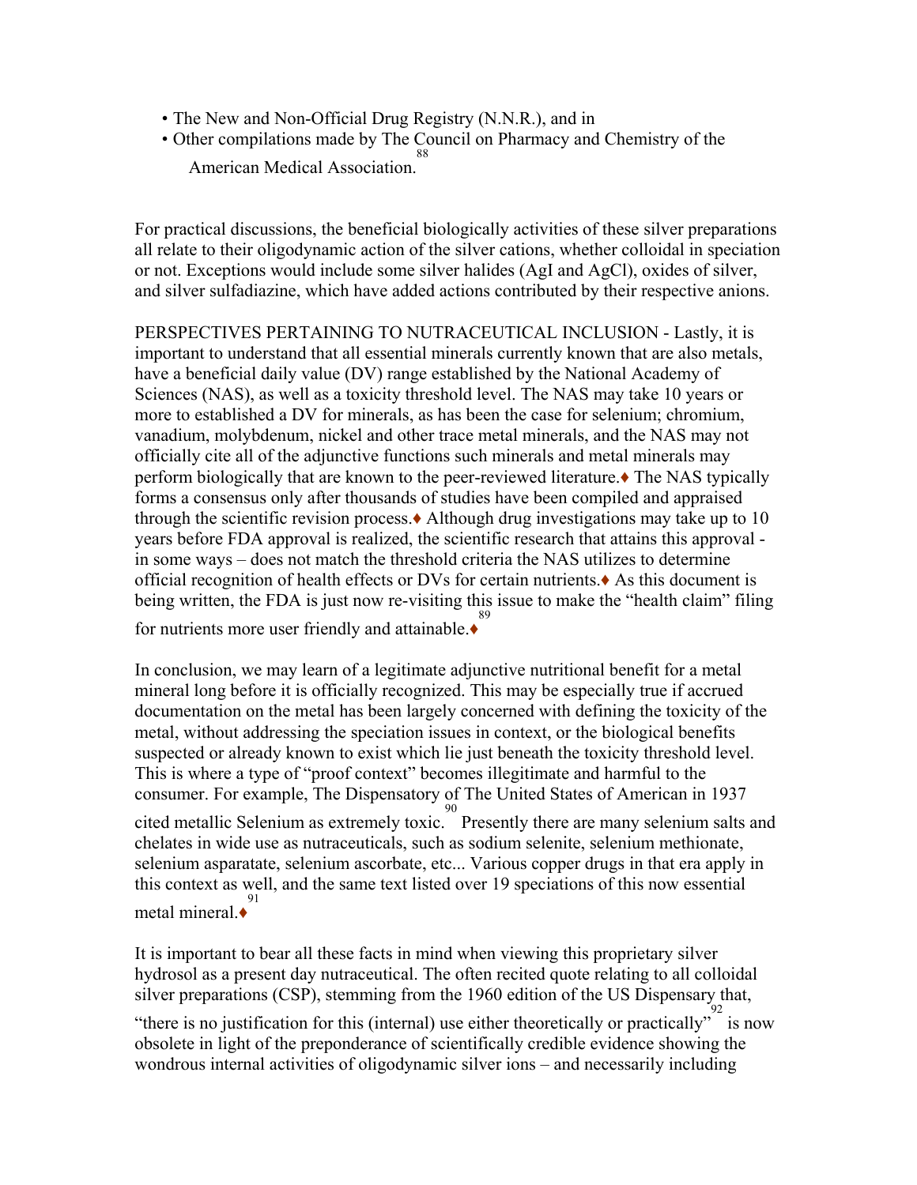- The New and Non-Official Drug Registry (N.N.R.), and in
- Other compilations made by The Council on Pharmacy and Chemistry of the American Medical Association.[88]

For practical discussions, the beneficial biologically activities of these silver preparations all relate to their oligodynamic action of the silver cations, whether colloidal in speciation or not. Exceptions would include some silver halides (AgI and AgCl), oxides of silver, and silver sulfadiazine, which have added actions contributed by their respective anions.

PERSPECTIVES PERTAINING TO NUTRACEUTICAL INCLUSION - Lastly, it is important to understand that all essential minerals currently known that are also metals, have a beneficial daily value (DV) range established by the National Academy of Sciences (NAS), as well as a toxicity threshold level. The NAS may take 10 years or more to established a DV for minerals, as has been the case for selenium; chromium, vanadium, molybdenum, nickel and other trace metal minerals, and the NAS may not officially cite all of the adjunctive functions such minerals and metal minerals may perform biologically that are known to the peer-reviewed literature.♦ The NAS typically forms a consensus only after thousands of studies have been compiled and appraised through the scientific revision process.♦ Although drug investigations may take up to 10 years before FDA approval is realized, the scientific research that attains this approval - in some ways – does not match the threshold criteria the NAS utilizes to determine official recognition of health effects or DVs for certain nutrients.♦ As this document is being written, the FDA is just now re-visiting this issue to make the "health claim" filing for nutrients more user friendly and attainable.♦[89]

In conclusion, we may learn of a legitimate adjunctive nutritional benefit for a metal mineral long before it is officially recognized. This may be especially true if accrued documentation on the metal has been largely concerned with defining the toxicity of the metal, without addressing the speciation issues in context, or the biological benefits suspected or already known to exist which lie just beneath the toxicity threshold level. This is where a type of "proof context" becomes illegitimate and harmful to the consumer. For example, The Dispensatory of The United States of American in 1937 cited metallic Selenium as extremely toxic.[90] Presently there are many selenium salts and chelates in wide use as nutraceuticals, such as sodium selenite, selenium methionate, selenium asparatate, selenium ascorbate, etc... Various copper drugs in that era apply in this context as well, and the same text listed over 19 speciations of this now essential metal mineral.♦[91]

It is important to bear all these facts in mind when viewing this proprietary silver hydrosol as a present day nutraceutical. The often recited quote relating to all colloidal silver preparations (CSP), stemming from the 1960 edition of the US Dispensary that, "there is no justification for this (internal) use either theoretically or practically"[92] is now obsolete in light of the preponderance of scientifically credible evidence showing the wondrous internal activities of oligodynamic silver ions – and necessarily including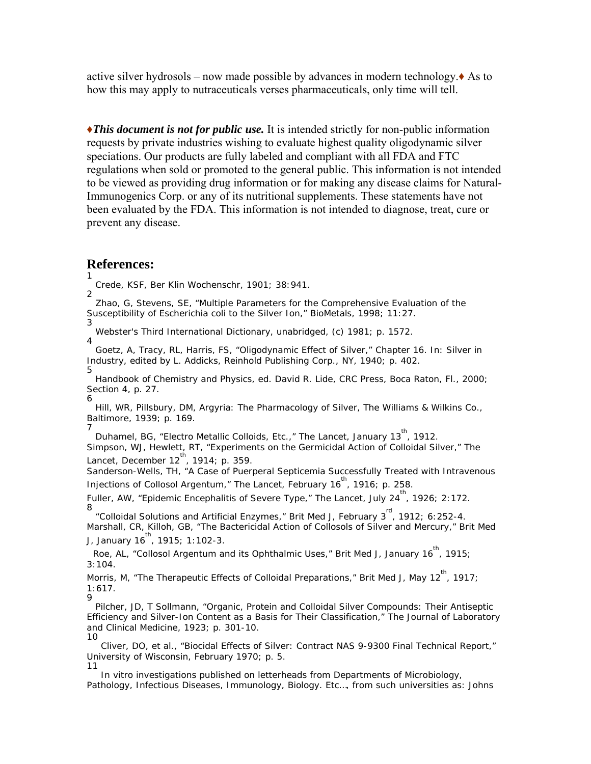active silver hydrosols – now made possible by advances in modern technology.♦ As to how this may apply to nutraceuticals verses pharmaceuticals, only time will tell.

♦***This document is not for public use.*** It is intended strictly for non-public information requests by private industries wishing to evaluate highest quality oligodynamic silver speciations. Our products are fully labeled and compliant with all FDA and FTC regulations when sold or promoted to the general public. This information is not intended to be viewed as providing drug information or for making any disease claims for Natural-Immunogenics Corp. or any of its nutritional supplements. These statements have not been evaluated by the FDA. This information is not intended to diagnose, treat, cure or prevent any disease.

## References:

[1] Crede, KSF, Ber Klin Wochenschr, 1901; 38:941.

[2] Zhao, G, Stevens, SE, "Multiple Parameters for the Comprehensive Evaluation of the Susceptibility of Escherichia coli to the Silver Ion," BioMetals, 1998; 11:27.

[3] Webster's Third International Dictionary, unabridged, (c) 1981; p. 1572.

[4] Goetz, A, Tracy, RL, Harris, FS, "Oligodynamic Effect of Silver," Chapter 16. In: Silver in Industry, edited by L. Addicks, Reinhold Publishing Corp., NY, 1940; p. 402.

[5] Handbook of Chemistry and Physics, ed. David R. Lide, CRC Press, Boca Raton, Fl., 2000; Section 4, p. 27.

[6] Hill, WR, Pillsbury, DM, Argyria: The Pharmacology of Silver, The Williams & Wilkins Co., Baltimore, 1939; p. 169.

[7] Duhamel, BG, "Electro Metallic Colloids, Etc.," The Lancet, January 13th, 1912.
Simpson, WJ, Hewlett, RT, "Experiments on the Germicidal Action of Colloidal Silver," The Lancet, December 12th, 1914; p. 359.
Sanderson-Wells, TH, "A Case of Puerperal Septicemia Successfully Treated with Intravenous Injections of Collosol Argentum," The Lancet, February 16th, 1916; p. 258.
Fuller, AW, "Epidemic Encephalitis of Severe Type," The Lancet, July 24th, 1926; 2:172.

[8] "Colloidal Solutions and Artificial Enzymes," Brit Med J, February 3rd, 1912; 6:252-4.
Marshall, CR, Killoh, GB, "The Bactericidal Action of Collosols of Silver and Mercury," Brit Med J, January 16th, 1915; 1:102-3.
Roe, AL, "Collosol Argentum and its Ophthalmic Uses," Brit Med J, January 16th, 1915; 3:104.
Morris, M, "The Therapeutic Effects of Colloidal Preparations," Brit Med J, May 12th, 1917; 1:617.

[9] Pilcher, JD, T Sollmann, "Organic, Protein and Colloidal Silver Compounds: Their Antiseptic Efficiency and Silver-Ion Content as a Basis for Their Classification," The Journal of Laboratory and Clinical Medicine, 1923; p. 301-10.

[10] Cliver, DO, et al., "Biocidal Effects of Silver: Contract NAS 9-9300 Final Technical Report," University of Wisconsin, February 1970; p. 5.

[11] In vitro investigations published on letterheads from Departments of Microbiology, Pathology, Infectious Diseases, Immunology, Biology. Etc…, from such universities as: Johns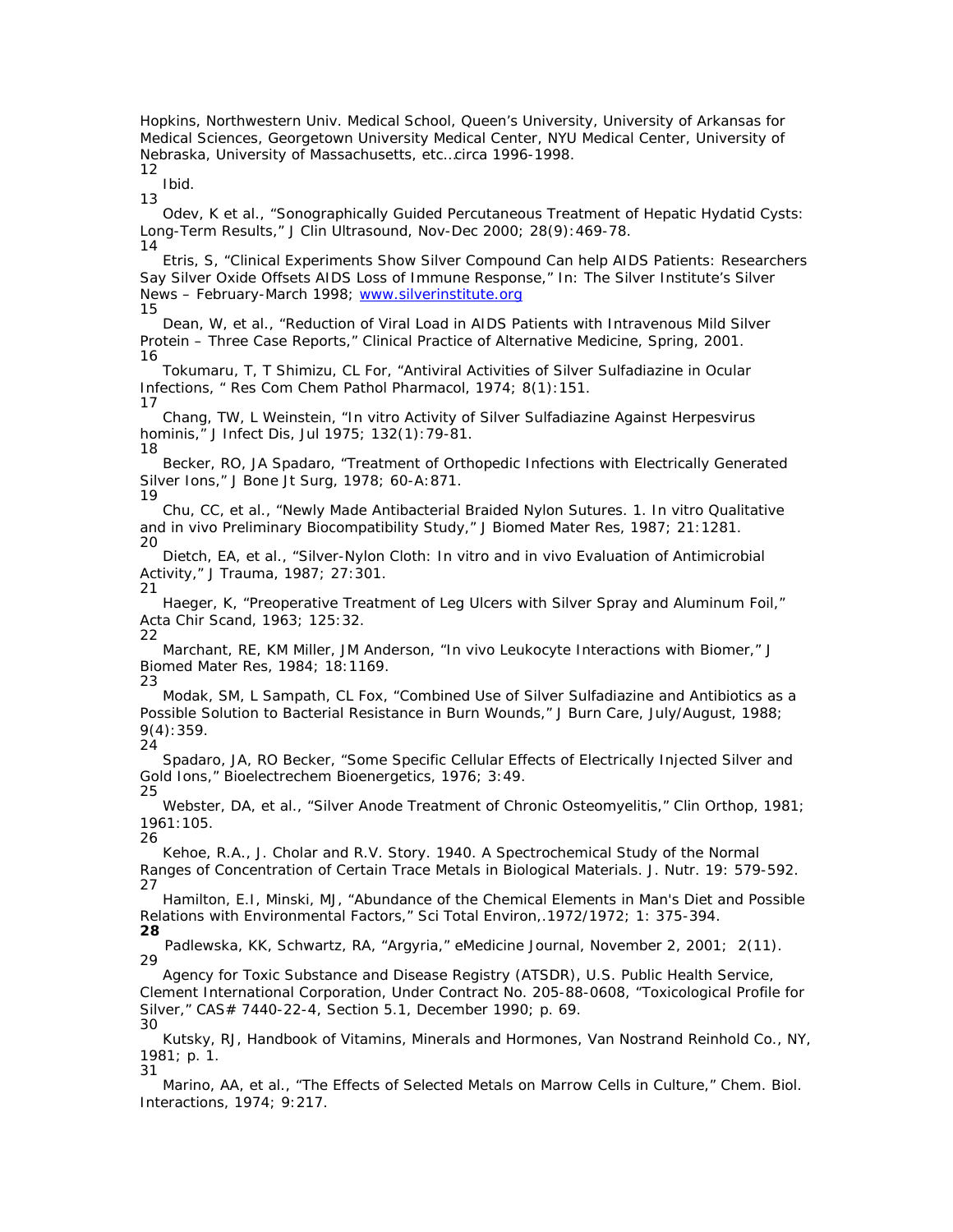Hopkins, Northwestern Univ. Medical School, Queen's University, University of Arkansas for Medical Sciences, Georgetown University Medical Center, NYU Medical Center, University of Nebraska, University of Massachusetts, etc…circa 1996-1998.

12 Ibid.

13 Odev, K et al., "Sonographically Guided Percutaneous Treatment of Hepatic Hydatid Cysts: Long-Term Results," J Clin Ultrasound, Nov-Dec 2000; 28(9):469-78.

14 Etris, S, "Clinical Experiments Show Silver Compound Can help AIDS Patients: Researchers Say Silver Oxide Offsets AIDS Loss of Immune Response," In: The Silver Institute's Silver News – February-March 1998; www.silverinstitute.org

15 Dean, W, et al., "Reduction of Viral Load in AIDS Patients with Intravenous Mild Silver Protein – Three Case Reports," Clinical Practice of Alternative Medicine, Spring, 2001.

16 Tokumaru, T, T Shimizu, CL For, "Antiviral Activities of Silver Sulfadiazine in Ocular Infections, " Res Com Chem Pathol Pharmacol, 1974; 8(1):151.

17 Chang, TW, L Weinstein, "In vitro Activity of Silver Sulfadiazine Against Herpesvirus hominis," J Infect Dis, Jul 1975; 132(1):79-81.

18 Becker, RO, JA Spadaro, "Treatment of Orthopedic Infections with Electrically Generated Silver Ions," J Bone Jt Surg, 1978; 60-A:871.

19 Chu, CC, et al., "Newly Made Antibacterial Braided Nylon Sutures. 1. In vitro Qualitative and in vivo Preliminary Biocompatibility Study," J Biomed Mater Res, 1987; 21:1281.

20 Dietch, EA, et al., "Silver-Nylon Cloth: In vitro and in vivo Evaluation of Antimicrobial Activity," J Trauma, 1987; 27:301.

21 Haeger, K, "Preoperative Treatment of Leg Ulcers with Silver Spray and Aluminum Foil," Acta Chir Scand, 1963; 125:32.

22 Marchant, RE, KM Miller, JM Anderson, "In vivo Leukocyte Interactions with Biomer," J Biomed Mater Res, 1984; 18:1169.

23 Modak, SM, L Sampath, CL Fox, "Combined Use of Silver Sulfadiazine and Antibiotics as a Possible Solution to Bacterial Resistance in Burn Wounds," J Burn Care, July/August, 1988; 9(4):359.

24 Spadaro, JA, RO Becker, "Some Specific Cellular Effects of Electrically Injected Silver and Gold Ions," Bioelectrechem Bioenergetics, 1976; 3:49.

25 Webster, DA, et al., "Silver Anode Treatment of Chronic Osteomyelitis," Clin Orthop, 1981; 1961:105.

26 Kehoe, R.A., J. Cholar and R.V. Story. 1940. A Spectrochemical Study of the Normal Ranges of Concentration of Certain Trace Metals in Biological Materials. J. Nutr. 19: 579-592.

27 Hamilton, E.I, Minski, MJ, "Abundance of the Chemical Elements in Man's Diet and Possible Relations with Environmental Factors," Sci Total Environ,.1972/1972; 1: 375-394.

**28** Padlewska, KK, Schwartz, RA, "Argyria," eMedicine Journal, November 2, 2001; 2(11).

29 Agency for Toxic Substance and Disease Registry (ATSDR), U.S. Public Health Service, Clement International Corporation, Under Contract No. 205-88-0608, "Toxicological Profile for Silver," CAS# 7440-22-4, Section 5.1, December 1990; p. 69.

30 Kutsky, RJ, Handbook of Vitamins, Minerals and Hormones, Van Nostrand Reinhold Co., NY, 1981; p. 1.

31 Marino, AA, et al., "The Effects of Selected Metals on Marrow Cells in Culture," Chem. Biol. Interactions, 1974; 9:217.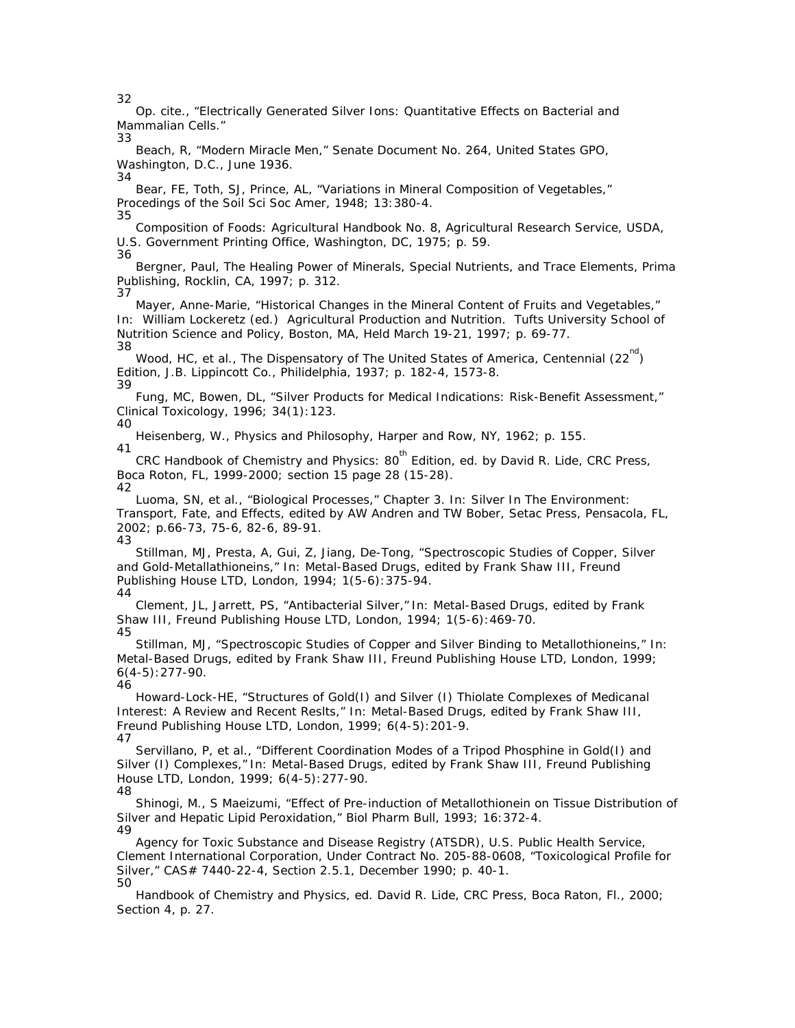32 Op. cite., "Electrically Generated Silver Ions: Quantitative Effects on Bacterial and Mammalian Cells."

33 Beach, R, "Modern Miracle Men," Senate Document No. 264, United States GPO, Washington, D.C., June 1936.

34 Bear, FE, Toth, SJ, Prince, AL, "Variations in Mineral Composition of Vegetables," Procedings of the Soil Sci Soc Amer, 1948; 13:380-4.

35 Composition of Foods: Agricultural Handbook No. 8, Agricultural Research Service, USDA, U.S. Government Printing Office, Washington, DC, 1975; p. 59.

36 Bergner, Paul, The Healing Power of Minerals, Special Nutrients, and Trace Elements, Prima Publishing, Rocklin, CA, 1997; p. 312.

37 Mayer, Anne-Marie, "Historical Changes in the Mineral Content of Fruits and Vegetables," In: William Lockeretz (ed.) Agricultural Production and Nutrition. Tufts University School of Nutrition Science and Policy, Boston, MA, Held March 19-21, 1997; p. 69-77.

38 Wood, HC, et al., The Dispensatory of The United States of America, Centennial (22$^{nd}$) Edition, J.B. Lippincott Co., Philidelphia, 1937; p. 182-4, 1573-8.

39 Fung, MC, Bowen, DL, "Silver Products for Medical Indications: Risk-Benefit Assessment," Clinical Toxicology, 1996; 34(1):123.

40 Heisenberg, W., Physics and Philosophy, Harper and Row, NY, 1962; p. 155.

41 CRC Handbook of Chemistry and Physics: 80$^{th}$ Edition, ed. by David R. Lide, CRC Press, Boca Roton, FL, 1999-2000; section 15 page 28 (15-28).

42 Luoma, SN, et al., "Biological Processes," Chapter 3. In: Silver In The Environment: Transport, Fate, and Effects, edited by AW Andren and TW Bober, Setac Press, Pensacola, FL, 2002; p.66-73, 75-6, 82-6, 89-91.

43 Stillman, MJ, Presta, A, Gui, Z, Jiang, De-Tong, "Spectroscopic Studies of Copper, Silver and Gold-Metallathioneins," In: Metal-Based Drugs, edited by Frank Shaw III, Freund Publishing House LTD, London, 1994; 1(5-6):375-94.

44 Clement, JL, Jarrett, PS, "Antibacterial Silver," In: Metal-Based Drugs, edited by Frank Shaw III, Freund Publishing House LTD, London, 1994; 1(5-6):469-70.

45 Stillman, MJ, "Spectroscopic Studies of Copper and Silver Binding to Metallothioneins," In: Metal-Based Drugs, edited by Frank Shaw III, Freund Publishing House LTD, London, 1999; 6(4-5):277-90.

46 Howard-Lock-HE, "Structures of Gold(I) and Silver (I) Thiolate Complexes of Medicanal Interest: A Review and Recent Reslts," In: Metal-Based Drugs, edited by Frank Shaw III, Freund Publishing House LTD, London, 1999; 6(4-5):201-9.

47 Servillano, P, et al., "Different Coordination Modes of a Tripod Phosphine in Gold(I) and Silver (I) Complexes," In: Metal-Based Drugs, edited by Frank Shaw III, Freund Publishing House LTD, London, 1999; 6(4-5):277-90.

48 Shinogi, M., S Maeizumi, "Effect of Pre-induction of Metallothionein on Tissue Distribution of Silver and Hepatic Lipid Peroxidation," Biol Pharm Bull, 1993; 16:372-4.

49 Agency for Toxic Substance and Disease Registry (ATSDR), U.S. Public Health Service, Clement International Corporation, Under Contract No. 205-88-0608, "Toxicological Profile for Silver," CAS# 7440-22-4, Section 2.5.1, December 1990; p. 40-1.

50 Handbook of Chemistry and Physics, ed. David R. Lide, CRC Press, Boca Raton, Fl., 2000; Section 4, p. 27.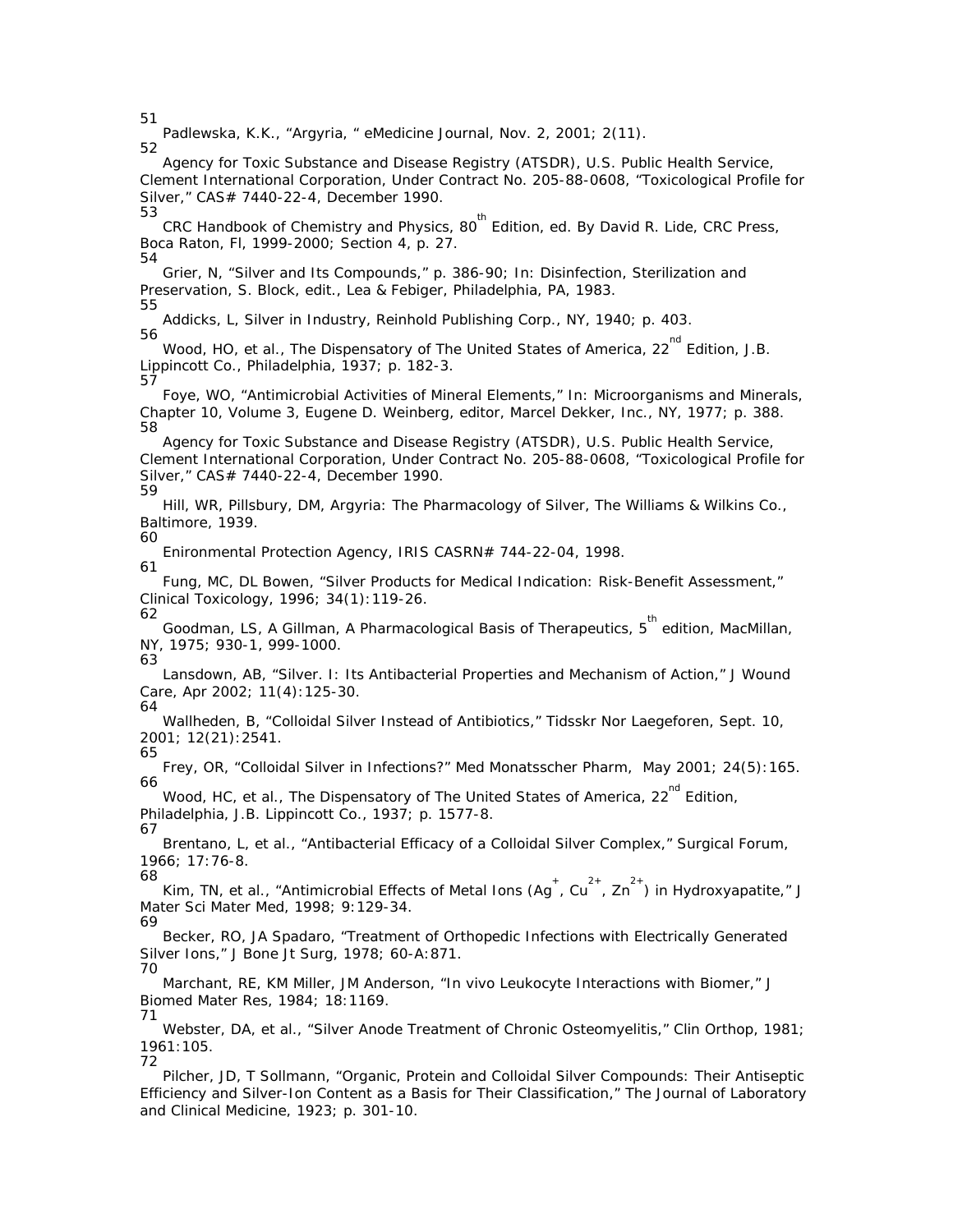51 Padlewska, K.K., "Argyria, " eMedicine Journal, Nov. 2, 2001; 2(11).

52 Agency for Toxic Substance and Disease Registry (ATSDR), U.S. Public Health Service, Clement International Corporation, Under Contract No. 205-88-0608, "Toxicological Profile for Silver," CAS# 7440-22-4, December 1990.

53 CRC Handbook of Chemistry and Physics, 80th Edition, ed. By David R. Lide, CRC Press, Boca Raton, Fl, 1999-2000; Section 4, p. 27.

54 Grier, N, "Silver and Its Compounds," p. 386-90; In: Disinfection, Sterilization and Preservation, S. Block, edit., Lea & Febiger, Philadelphia, PA, 1983.

55 Addicks, L, Silver in Industry, Reinhold Publishing Corp., NY, 1940; p. 403.

56 Wood, HO, et al., The Dispensatory of The United States of America, 22nd Edition, J.B. Lippincott Co., Philadelphia, 1937; p. 182-3.

57 Foye, WO, "Antimicrobial Activities of Mineral Elements," In: Microorganisms and Minerals, Chapter 10, Volume 3, Eugene D. Weinberg, editor, Marcel Dekker, Inc., NY, 1977; p. 388.

58 Agency for Toxic Substance and Disease Registry (ATSDR), U.S. Public Health Service, Clement International Corporation, Under Contract No. 205-88-0608, "Toxicological Profile for Silver," CAS# 7440-22-4, December 1990.

59 Hill, WR, Pillsbury, DM, Argyria: The Pharmacology of Silver, The Williams & Wilkins Co., Baltimore, 1939.

60 Enironmental Protection Agency, IRIS CASRN# 744-22-04, 1998.

61 Fung, MC, DL Bowen, "Silver Products for Medical Indication: Risk-Benefit Assessment," Clinical Toxicology, 1996; 34(1):119-26.

62 Goodman, LS, A Gillman, A Pharmacological Basis of Therapeutics, 5th edition, MacMillan, NY, 1975; 930-1, 999-1000.

63 Lansdown, AB, "Silver. I: Its Antibacterial Properties and Mechanism of Action," J Wound Care, Apr 2002; 11(4):125-30.

64 Wallheden, B, "Colloidal Silver Instead of Antibiotics," Tidsskr Nor Laegeforen, Sept. 10, 2001; 12(21):2541.

65 Frey, OR, "Colloidal Silver in Infections?" Med Monatsscher Pharm, May 2001; 24(5):165.

66 Wood, HC, et al., The Dispensatory of The United States of America, 22nd Edition, Philadelphia, J.B. Lippincott Co., 1937; p. 1577-8.

67 Brentano, L, et al., "Antibacterial Efficacy of a Colloidal Silver Complex," Surgical Forum, 1966; 17:76-8.

68 Kim, TN, et al., "Antimicrobial Effects of Metal Ions ($Ag^{+}$, $Cu^{2+}$, $Zn^{2+}$) in Hydroxyapatite," J Mater Sci Mater Med, 1998; 9:129-34.

69 Becker, RO, JA Spadaro, "Treatment of Orthopedic Infections with Electrically Generated Silver Ions," J Bone Jt Surg, 1978; 60-A:871.

70 Marchant, RE, KM Miller, JM Anderson, "In vivo Leukocyte Interactions with Biomer," J Biomed Mater Res, 1984; 18:1169.

71 Webster, DA, et al., "Silver Anode Treatment of Chronic Osteomyelitis," Clin Orthop, 1981; 1961:105.

72 Pilcher, JD, T Sollmann, "Organic, Protein and Colloidal Silver Compounds: Their Antiseptic Efficiency and Silver-Ion Content as a Basis for Their Classification," The Journal of Laboratory and Clinical Medicine, 1923; p. 301-10.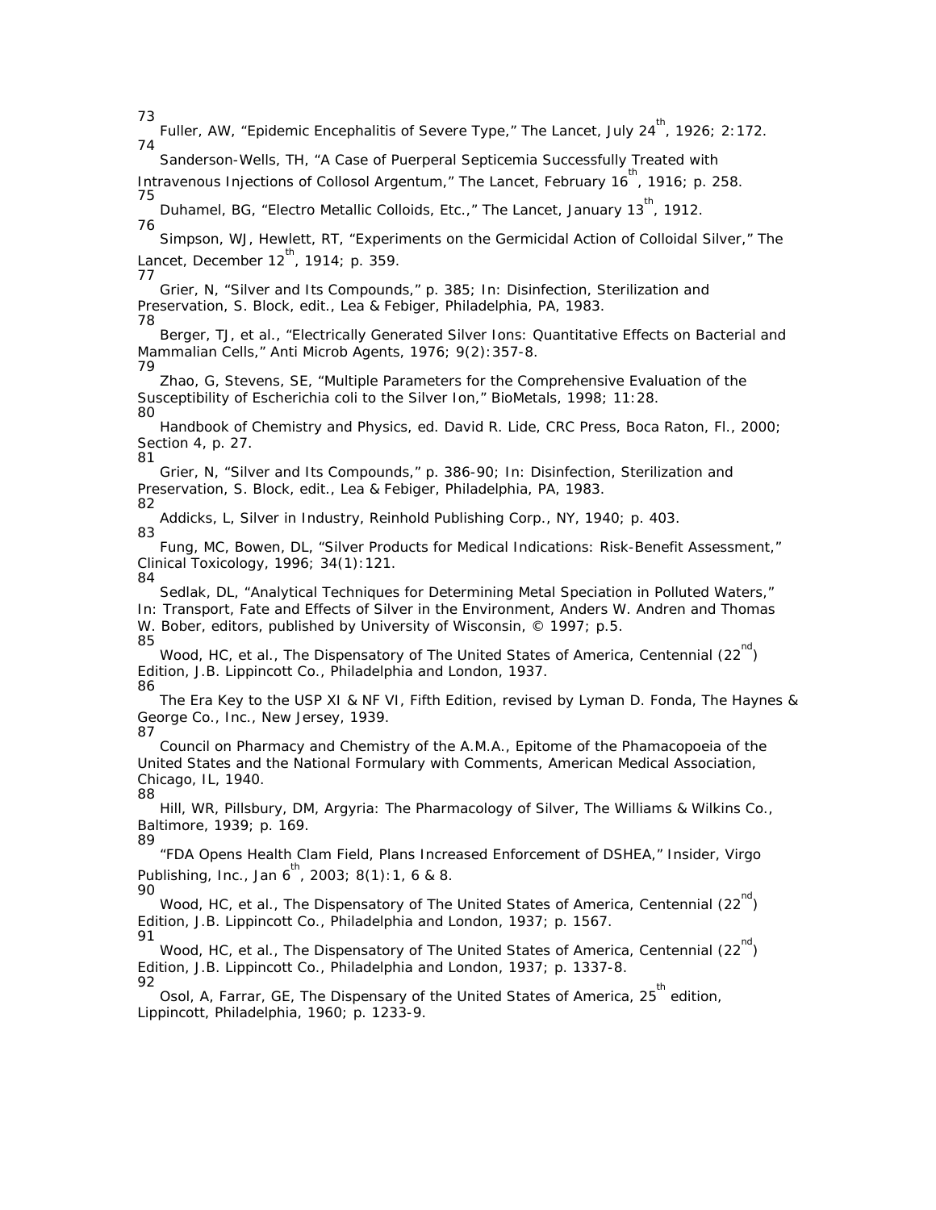73 Fuller, AW, "Epidemic Encephalitis of Severe Type," The Lancet, July 24th, 1926; 2:172.

74 Sanderson-Wells, TH, "A Case of Puerperal Septicemia Successfully Treated with Intravenous Injections of Collosol Argentum," The Lancet, February 16th, 1916; p. 258.

75 Duhamel, BG, "Electro Metallic Colloids, Etc.," The Lancet, January 13th, 1912.

76 Simpson, WJ, Hewlett, RT, "Experiments on the Germicidal Action of Colloidal Silver," The Lancet, December 12th, 1914; p. 359.

77 Grier, N, "Silver and Its Compounds," p. 385; In: Disinfection, Sterilization and Preservation, S. Block, edit., Lea & Febiger, Philadelphia, PA, 1983.

78 Berger, TJ, et al., "Electrically Generated Silver Ions: Quantitative Effects on Bacterial and Mammalian Cells," Anti Microb Agents, 1976; 9(2):357-8.

79 Zhao, G, Stevens, SE, "Multiple Parameters for the Comprehensive Evaluation of the Susceptibility of Escherichia coli to the Silver Ion," BioMetals, 1998; 11:28.

80 Handbook of Chemistry and Physics, ed. David R. Lide, CRC Press, Boca Raton, Fl., 2000; Section 4, p. 27.

81 Grier, N, "Silver and Its Compounds," p. 386-90; In: Disinfection, Sterilization and Preservation, S. Block, edit., Lea & Febiger, Philadelphia, PA, 1983.

82 Addicks, L, Silver in Industry, Reinhold Publishing Corp., NY, 1940; p. 403.

83 Fung, MC, Bowen, DL, "Silver Products for Medical Indications: Risk-Benefit Assessment," Clinical Toxicology, 1996; 34(1):121.

84 Sedlak, DL, "Analytical Techniques for Determining Metal Speciation in Polluted Waters," In: Transport, Fate and Effects of Silver in the Environment, Anders W. Andren and Thomas W. Bober, editors, published by University of Wisconsin, © 1997; p.5.

85 Wood, HC, et al., The Dispensatory of The United States of America, Centennial (22nd) Edition, J.B. Lippincott Co., Philadelphia and London, 1937.

86 The Era Key to the USP XI & NF VI, Fifth Edition, revised by Lyman D. Fonda, The Haynes & George Co., Inc., New Jersey, 1939.

87 Council on Pharmacy and Chemistry of the A.M.A., Epitome of the Phamacopoeia of the United States and the National Formulary with Comments, American Medical Association, Chicago, IL, 1940.

88 Hill, WR, Pillsbury, DM, Argyria: The Pharmacology of Silver, The Williams & Wilkins Co., Baltimore, 1939; p. 169.

89 "FDA Opens Health Clam Field, Plans Increased Enforcement of DSHEA," Insider, Virgo Publishing, Inc., Jan 6th, 2003; 8(1):1, 6 & 8.

90 Wood, HC, et al., The Dispensatory of The United States of America, Centennial (22nd) Edition, J.B. Lippincott Co., Philadelphia and London, 1937; p. 1567.

91 Wood, HC, et al., The Dispensatory of The United States of America, Centennial (22nd) Edition, J.B. Lippincott Co., Philadelphia and London, 1937; p. 1337-8.

92 Osol, A, Farrar, GE, The Dispensary of the United States of America, 25th edition, Lippincott, Philadelphia, 1960; p. 1233-9.